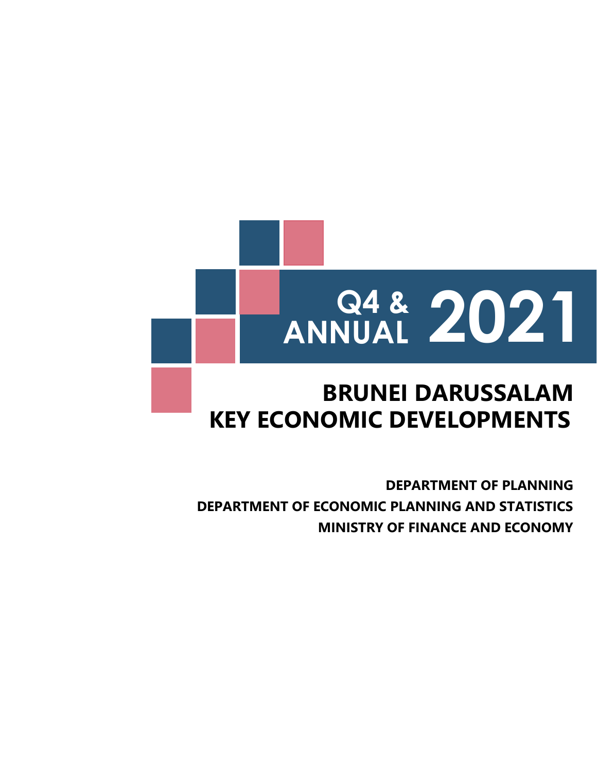# Q4 & ANNUAL 2021

# BRUNEI DARUSSALAM KEY ECONOMIC DEVELOPMENTS

**DEPARTMENT OF PLANNING**

**DEPARTMENT OF ECONOMIC PLANNING AND STATISTICS**

**MINISTRY OF FINANCE AND ECONOMY**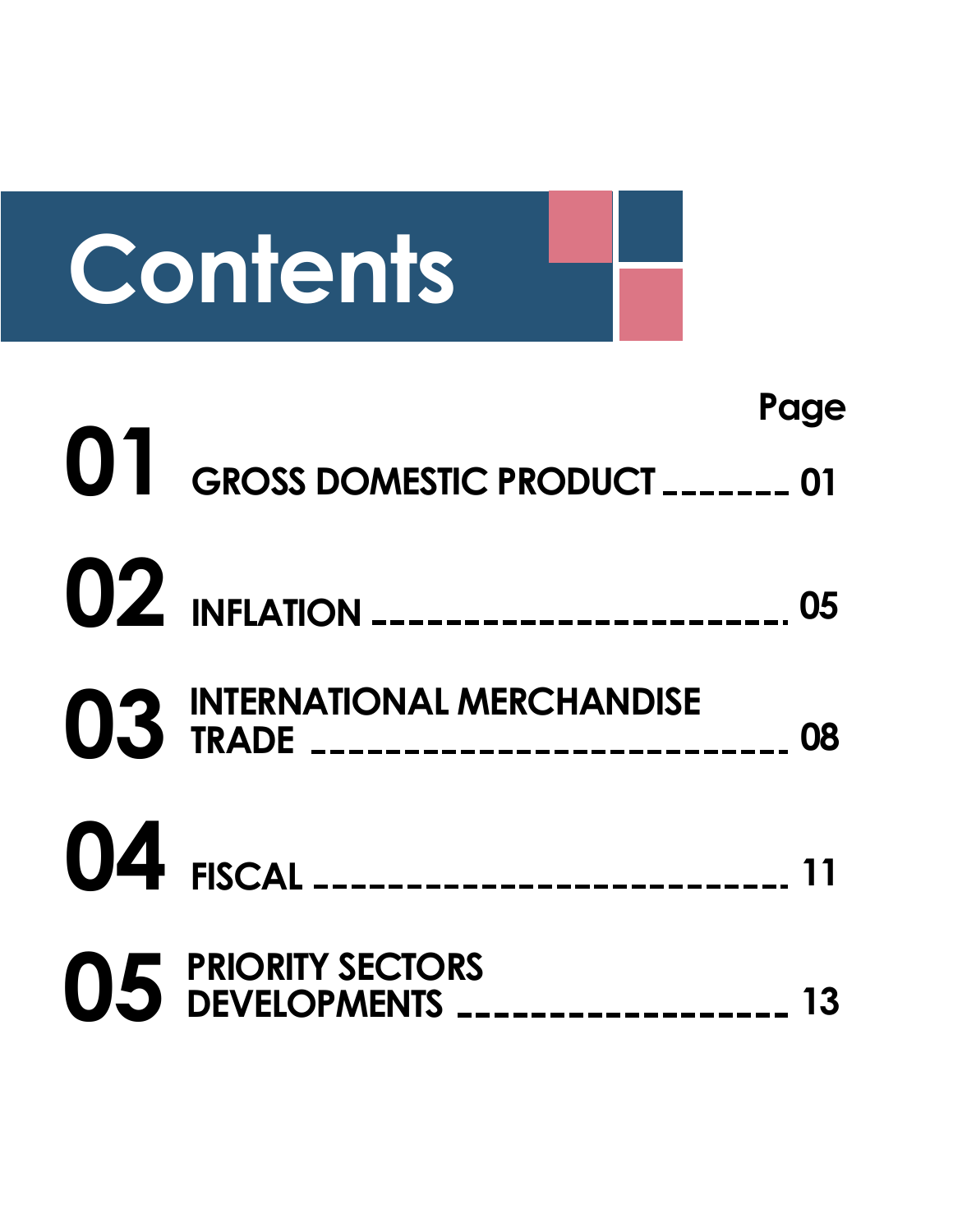# Contents

| | | Page |
|---|---|---|
| 01 | GROSS DOMESTIC PRODUCT | 01 |
| 02 | INFLATION | 05 |
| 03 | INTERNATIONAL MERCHANDISE TRADE | 08 |
| 04 | FISCAL | 11 |
| 05 | PRIORITY SECTORS DEVELOPMENTS | 13 |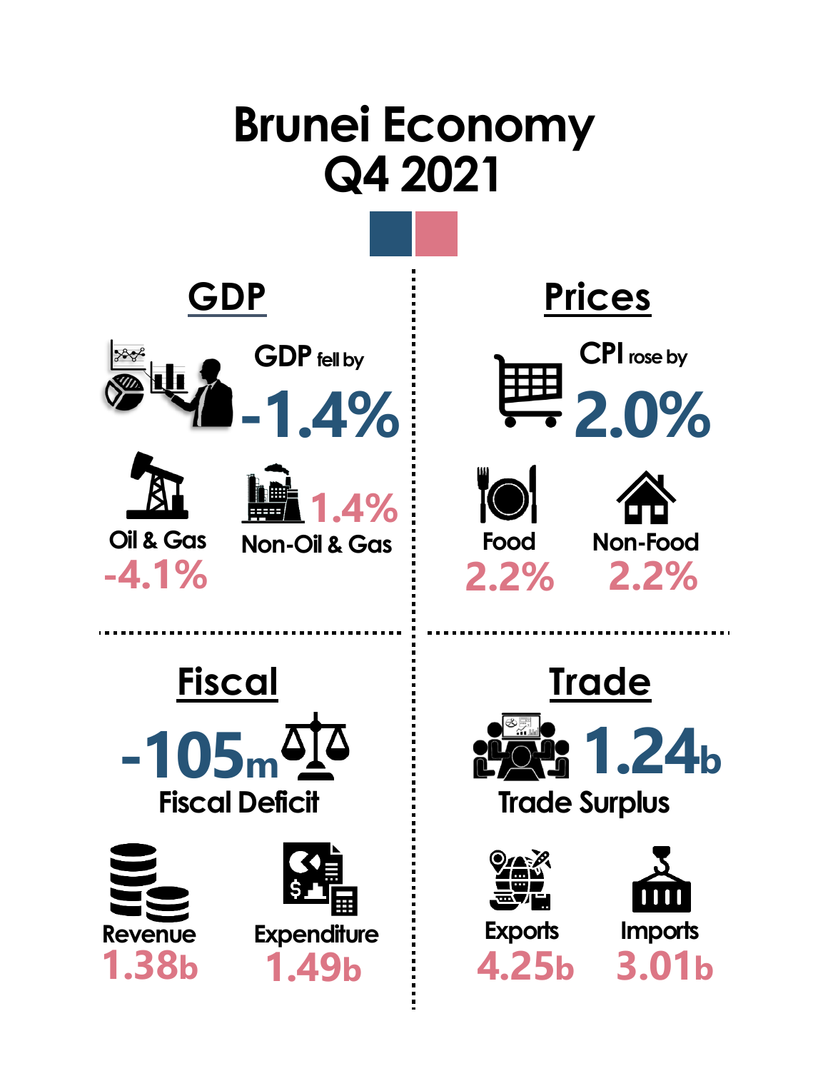# Brunei Economy Q4 2021

## GDP

GDP fell by **-1.4%**

Oil & Gas **-4.1%**

Non-Oil & Gas **1.4%**

## Prices

CPI rose by **2.0%**

Food **2.2%**

Non-Food **2.2%**

## Fiscal

**-105m**

Fiscal Deficit

Revenue **1.38b**

Expenditure **1.49b**

## Trade

**1.24b**

Trade Surplus

Exports **4.25b**

Imports **3.01b**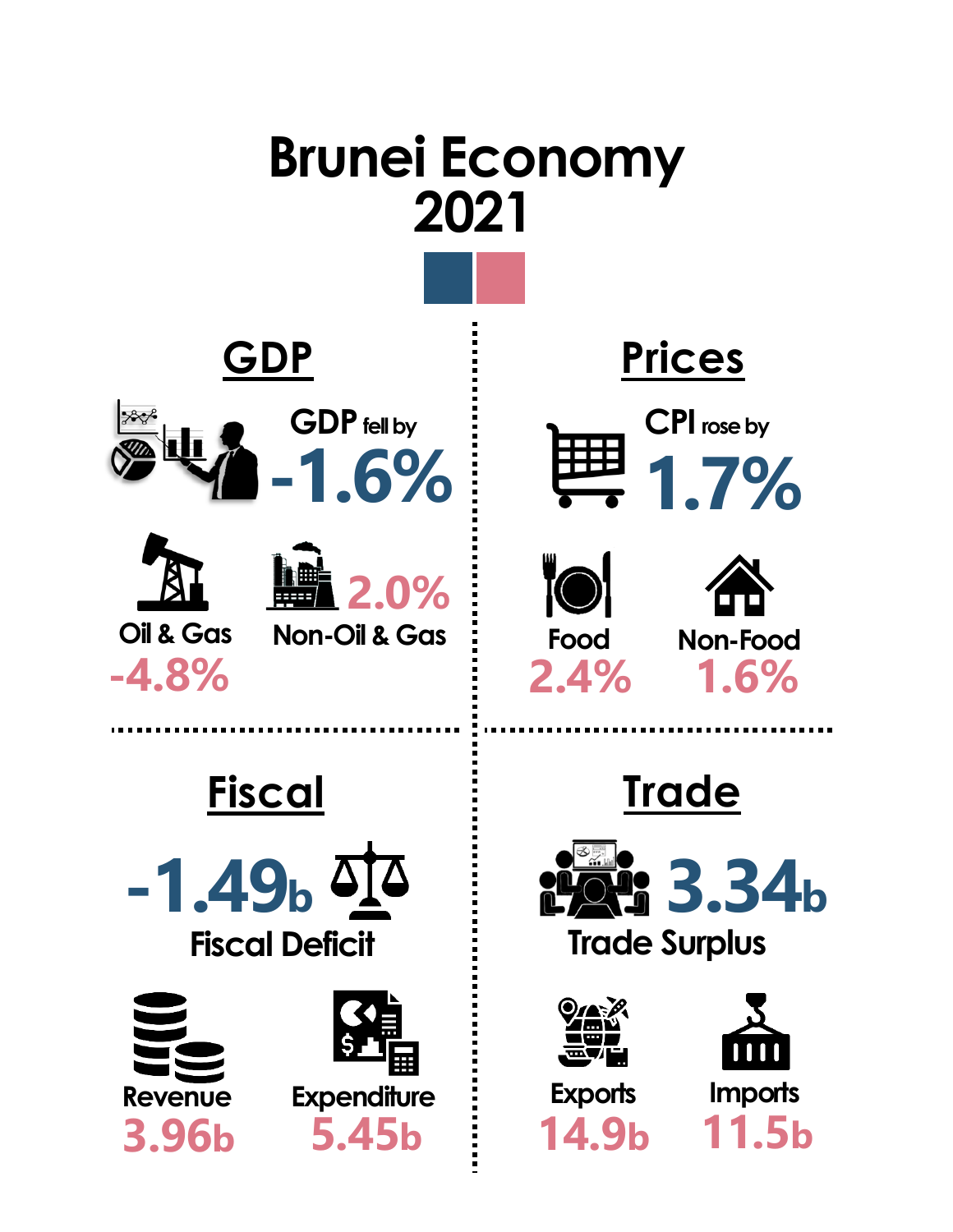# Brunei Economy 2021

## GDP

GDP fell by **-1.6%**

Oil & Gas **-4.8%**

Non-Oil & Gas **2.0%**

## Prices

CPI rose by **1.7%**

Food **2.4%**

Non-Food **1.6%**

## Fiscal

**-1.49b** Fiscal Deficit

Revenue **3.96b**

Expenditure **5.45b**

## Trade

**3.34b** Trade Surplus

Exports **14.9b**

Imports **11.5b**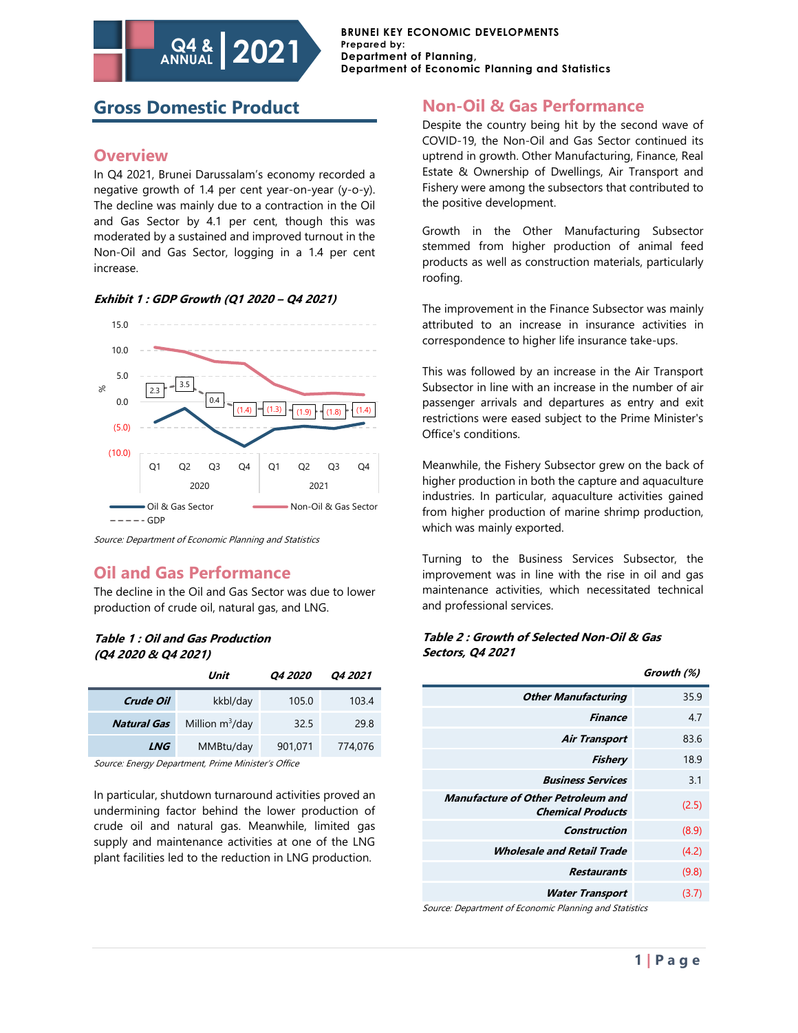Q4 & ANNUAL 2021

**BRUNEI KEY ECONOMIC DEVELOPMENTS**
**Prepared by:**
**Department of Planning,**
**Department of Economic Planning and Statistics**

# Gross Domestic Product

## Overview

In Q4 2021, Brunei Darussalam's economy recorded a negative growth of 1.4 per cent year-on-year (y-o-y). The decline was mainly due to a contraction in the Oil and Gas Sector by 4.1 per cent, though this was moderated by a sustained and improved turnout in the Non-Oil and Gas Sector, logging in a 1.4 per cent increase.

***Exhibit 1 : GDP Growth (Q1 2020 – Q4 2021)***

| | 2020 Q1 | 2020 Q2 | 2020 Q3 | 2020 Q4 | 2021 Q1 | 2021 Q2 | 2021 Q3 | 2021 Q4 |
|---|---|---|---|---|---|---|---|---|
| GDP (%) | 2.3 | 3.5 | 0.4 | (1.4) | (1.3) | (1.9) | (1.8) | (1.4) |

*Source: Department of Economic Planning and Statistics*

## Oil and Gas Performance

The decline in the Oil and Gas Sector was due to lower production of crude oil, natural gas, and LNG.

***Table 1 : Oil and Gas Production (Q4 2020 & Q4 2021)***

| | Unit | Q4 2020 | Q4 2021 |
|---|---|---|---|
| **Crude Oil** | kkbl/day | 105.0 | 103.4 |
| **Natural Gas** | Million $m^3$/day | 32.5 | 29.8 |
| **LNG** | MMBtu/day | 901,071 | 774,076 |

*Source: Energy Department, Prime Minister's Office*

In particular, shutdown turnaround activities proved an undermining factor behind the lower production of crude oil and natural gas. Meanwhile, limited gas supply and maintenance activities at one of the LNG plant facilities led to the reduction in LNG production.

## Non-Oil & Gas Performance

Despite the country being hit by the second wave of COVID-19, the Non-Oil and Gas Sector continued its uptrend in growth. Other Manufacturing, Finance, Real Estate & Ownership of Dwellings, Air Transport and Fishery were among the subsectors that contributed to the positive development.

Growth in the Other Manufacturing Subsector stemmed from higher production of animal feed products as well as construction materials, particularly roofing.

The improvement in the Finance Subsector was mainly attributed to an increase in insurance activities in correspondence to higher life insurance take-ups.

This was followed by an increase in the Air Transport Subsector in line with an increase in the number of air passenger arrivals and departures as entry and exit restrictions were eased subject to the Prime Minister's Office's conditions.

Meanwhile, the Fishery Subsector grew on the back of higher production in both the capture and aquaculture industries. In particular, aquaculture activities gained from higher production of marine shrimp production, which was mainly exported.

Turning to the Business Services Subsector, the improvement was in line with the rise in oil and gas maintenance activities, which necessitated technical and professional services.

***Table 2 : Growth of Selected Non-Oil & Gas Sectors, Q4 2021***

| | Growth (%) |
|---|---|
| **Other Manufacturing** | 35.9 |
| **Finance** | 4.7 |
| **Air Transport** | 83.6 |
| **Fishery** | 18.9 |
| **Business Services** | 3.1 |
| **Manufacture of Other Petroleum and Chemical Products** | (2.5) |
| **Construction** | (8.9) |
| **Wholesale and Retail Trade** | (4.2) |
| **Restaurants** | (9.8) |
| **Water Transport** | (3.7) |

*Source: Department of Economic Planning and Statistics*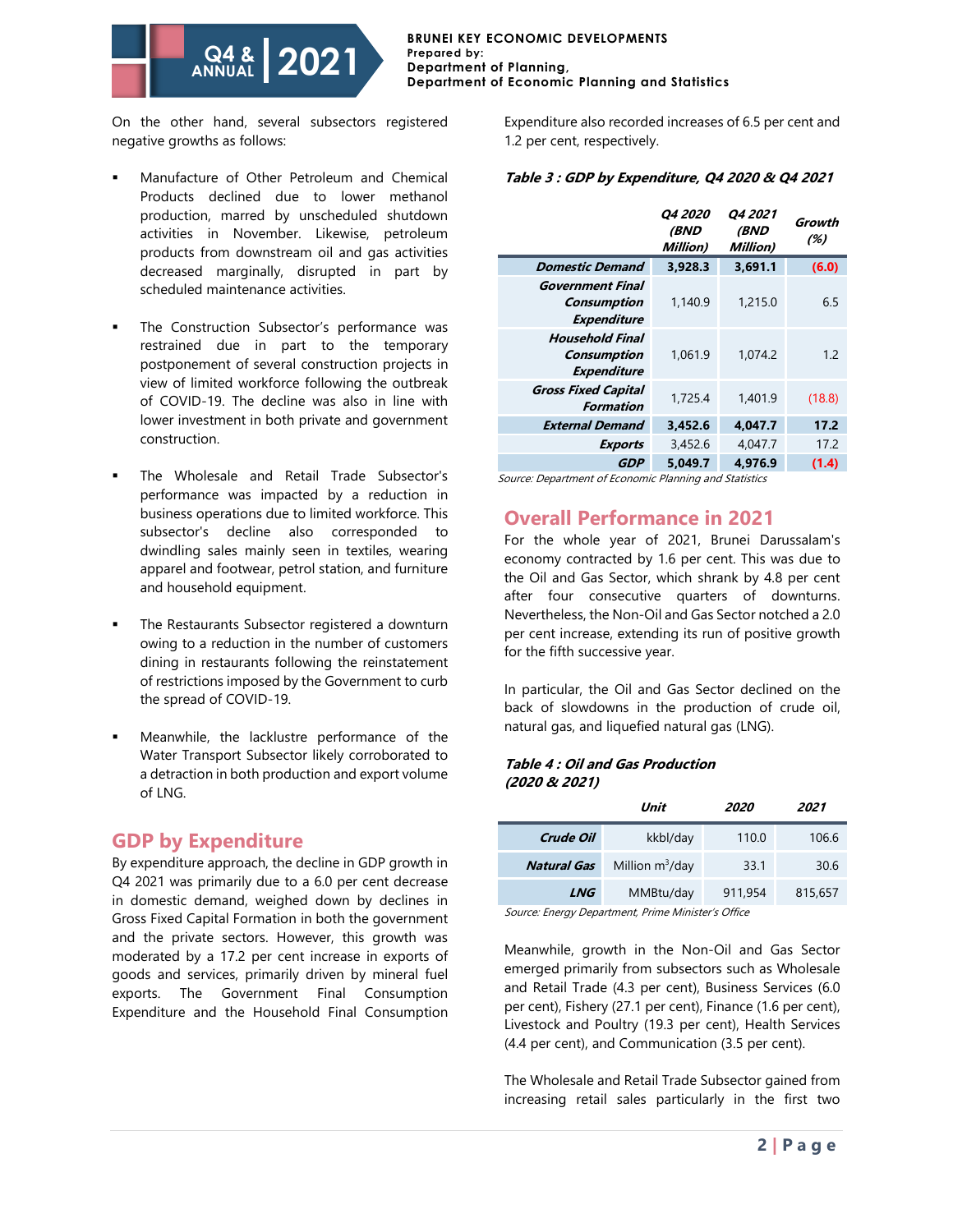On the other hand, several subsectors registered negative growths as follows:

- Manufacture of Other Petroleum and Chemical Products declined due to lower methanol production, marred by unscheduled shutdown activities in November. Likewise, petroleum products from downstream oil and gas activities decreased marginally, disrupted in part by scheduled maintenance activities.

- The Construction Subsector's performance was restrained due in part to the temporary postponement of several construction projects in view of limited workforce following the outbreak of COVID-19. The decline was also in line with lower investment in both private and government construction.

- The Wholesale and Retail Trade Subsector's performance was impacted by a reduction in business operations due to limited workforce. This subsector's decline also corresponded to dwindling sales mainly seen in textiles, wearing apparel and footwear, petrol station, and furniture and household equipment.

- The Restaurants Subsector registered a downturn owing to a reduction in the number of customers dining in restaurants following the reinstatement of restrictions imposed by the Government to curb the spread of COVID-19.

- Meanwhile, the lacklustre performance of the Water Transport Subsector likely corroborated to a detraction in both production and export volume of LNG.

## GDP by Expenditure

By expenditure approach, the decline in GDP growth in Q4 2021 was primarily due to a 6.0 per cent decrease in domestic demand, weighed down by declines in Gross Fixed Capital Formation in both the government and the private sectors. However, this growth was moderated by a 17.2 per cent increase in exports of goods and services, primarily driven by mineral fuel exports. The Government Final Consumption Expenditure and the Household Final Consumption Expenditure also recorded increases of 6.5 per cent and 1.2 per cent, respectively.

***Table 3 : GDP by Expenditure, Q4 2020 & Q4 2021***

| | Q4 2020 (BND Million) | Q4 2021 (BND Million) | Growth (%) |
|---|---|---|---|
| **Domestic Demand** | **3,928.3** | **3,691.1** | **(6.0)** |
| Government Final Consumption Expenditure | 1,140.9 | 1,215.0 | 6.5 |
| Household Final Consumption Expenditure | 1,061.9 | 1,074.2 | 1.2 |
| Gross Fixed Capital Formation | 1,725.4 | 1,401.9 | (18.8) |
| **External Demand** | **3,452.6** | **4,047.7** | **17.2** |
| Exports | 3,452.6 | 4,047.7 | 17.2 |
| **GDP** | **5,049.7** | **4,976.9** | **(1.4)** |

*Source: Department of Economic Planning and Statistics*

## Overall Performance in 2021

For the whole year of 2021, Brunei Darussalam's economy contracted by 1.6 per cent. This was due to the Oil and Gas Sector, which shrank by 4.8 per cent after four consecutive quarters of downturns. Nevertheless, the Non-Oil and Gas Sector notched a 2.0 per cent increase, extending its run of positive growth for the fifth successive year.

In particular, the Oil and Gas Sector declined on the back of slowdowns in the production of crude oil, natural gas, and liquefied natural gas (LNG).

***Table 4 : Oil and Gas Production (2020 & 2021)***

| | Unit | 2020 | 2021 |
|---|---|---|---|
| **Crude Oil** | kkbl/day | 110.0 | 106.6 |
| **Natural Gas** | Million $m^3$/day | 33.1 | 30.6 |
| **LNG** | MMBtu/day | 911,954 | 815,657 |

*Source: Energy Department, Prime Minister's Office*

Meanwhile, growth in the Non-Oil and Gas Sector emerged primarily from subsectors such as Wholesale and Retail Trade (4.3 per cent), Business Services (6.0 per cent), Fishery (27.1 per cent), Finance (1.6 per cent), Livestock and Poultry (19.3 per cent), Health Services (4.4 per cent), and Communication (3.5 per cent).

The Wholesale and Retail Trade Subsector gained from increasing retail sales particularly in the first two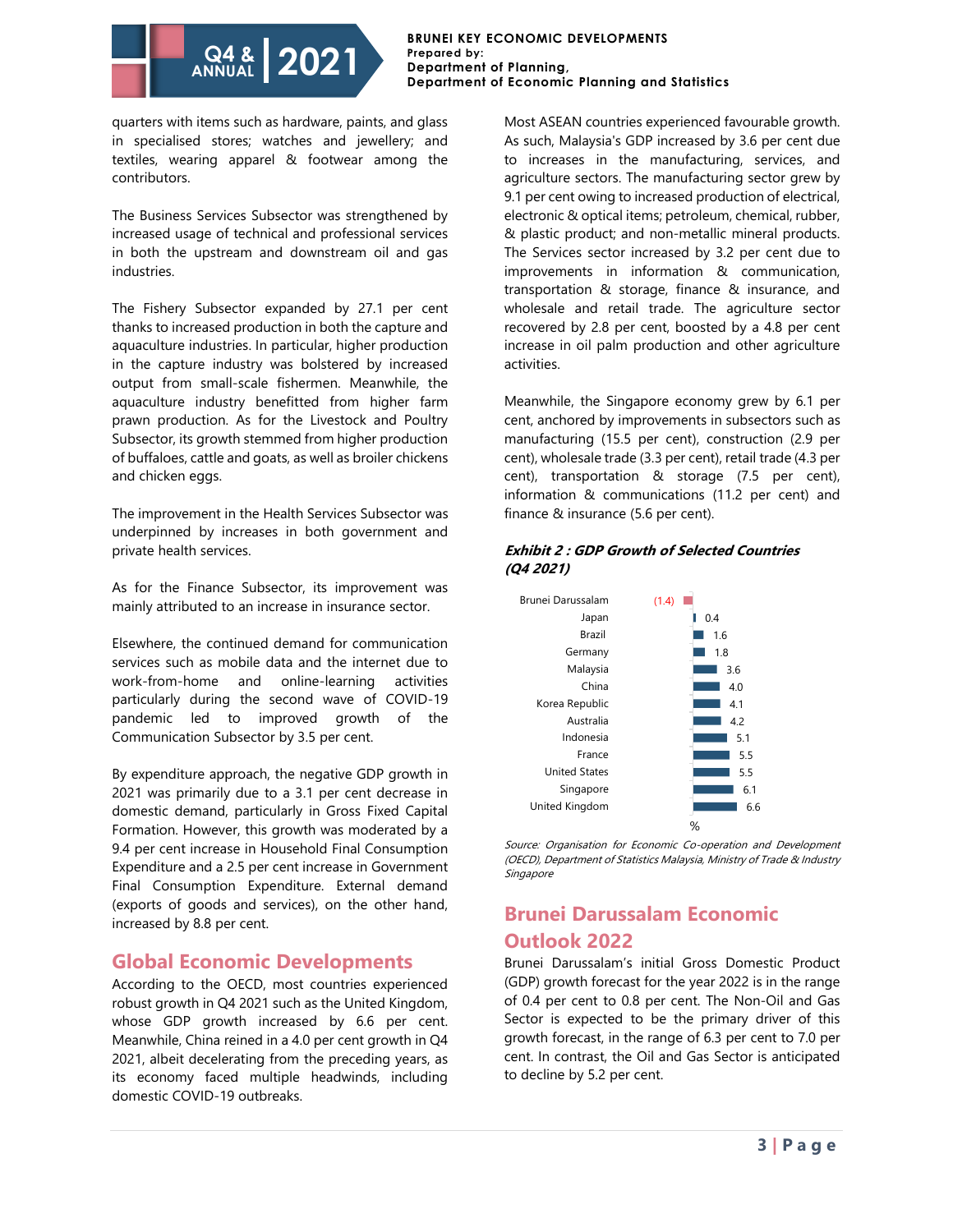quarters with items such as hardware, paints, and glass in specialised stores; watches and jewellery; and textiles, wearing apparel & footwear among the contributors.

The Business Services Subsector was strengthened by increased usage of technical and professional services in both the upstream and downstream oil and gas industries.

The Fishery Subsector expanded by 27.1 per cent thanks to increased production in both the capture and aquaculture industries. In particular, higher production in the capture industry was bolstered by increased output from small-scale fishermen. Meanwhile, the aquaculture industry benefitted from higher farm prawn production. As for the Livestock and Poultry Subsector, its growth stemmed from higher production of buffaloes, cattle and goats, as well as broiler chickens and chicken eggs.

The improvement in the Health Services Subsector was underpinned by increases in both government and private health services.

As for the Finance Subsector, its improvement was mainly attributed to an increase in insurance sector.

Elsewhere, the continued demand for communication services such as mobile data and the internet due to work-from-home and online-learning activities particularly during the second wave of COVID-19 pandemic led to improved growth of the Communication Subsector by 3.5 per cent.

By expenditure approach, the negative GDP growth in 2021 was primarily due to a 3.1 per cent decrease in domestic demand, particularly in Gross Fixed Capital Formation. However, this growth was moderated by a 9.4 per cent increase in Household Final Consumption Expenditure and a 2.5 per cent increase in Government Final Consumption Expenditure. External demand (exports of goods and services), on the other hand, increased by 8.8 per cent.

## Global Economic Developments

According to the OECD, most countries experienced robust growth in Q4 2021 such as the United Kingdom, whose GDP growth increased by 6.6 per cent. Meanwhile, China reined in a 4.0 per cent growth in Q4 2021, albeit decelerating from the preceding years, as its economy faced multiple headwinds, including domestic COVID-19 outbreaks.

Most ASEAN countries experienced favourable growth. As such, Malaysia's GDP increased by 3.6 per cent due to increases in the manufacturing, services, and agriculture sectors. The manufacturing sector grew by 9.1 per cent owing to increased production of electrical, electronic & optical items; petroleum, chemical, rubber, & plastic product; and non-metallic mineral products. The Services sector increased by 3.2 per cent due to improvements in information & communication, transportation & storage, finance & insurance, and wholesale and retail trade. The agriculture sector recovered by 2.8 per cent, boosted by a 4.8 per cent increase in oil palm production and other agriculture activities.

Meanwhile, the Singapore economy grew by 6.1 per cent, anchored by improvements in subsectors such as manufacturing (15.5 per cent), construction (2.9 per cent), wholesale trade (3.3 per cent), retail trade (4.3 per cent), transportation & storage (7.5 per cent), information & communications (11.2 per cent) and finance & insurance (5.6 per cent).

***Exhibit 2 : GDP Growth of Selected Countries (Q4 2021)***

| Country | % |
|---|---|
| Brunei Darussalam | (1.4) |
| Japan | 0.4 |
| Brazil | 1.6 |
| Germany | 1.8 |
| Malaysia | 3.6 |
| China | 4.0 |
| Korea Republic | 4.1 |
| Australia | 4.2 |
| Indonesia | 5.1 |
| France | 5.5 |
| United States | 5.5 |
| Singapore | 6.1 |
| United Kingdom | 6.6 |

*Source: Organisation for Economic Co-operation and Development (OECD), Department of Statistics Malaysia, Ministry of Trade & Industry Singapore*

## Brunei Darussalam Economic Outlook 2022

Brunei Darussalam's initial Gross Domestic Product (GDP) growth forecast for the year 2022 is in the range of 0.4 per cent to 0.8 per cent. The Non-Oil and Gas Sector is expected to be the primary driver of this growth forecast, in the range of 6.3 per cent to 7.0 per cent. In contrast, the Oil and Gas Sector is anticipated to decline by 5.2 per cent.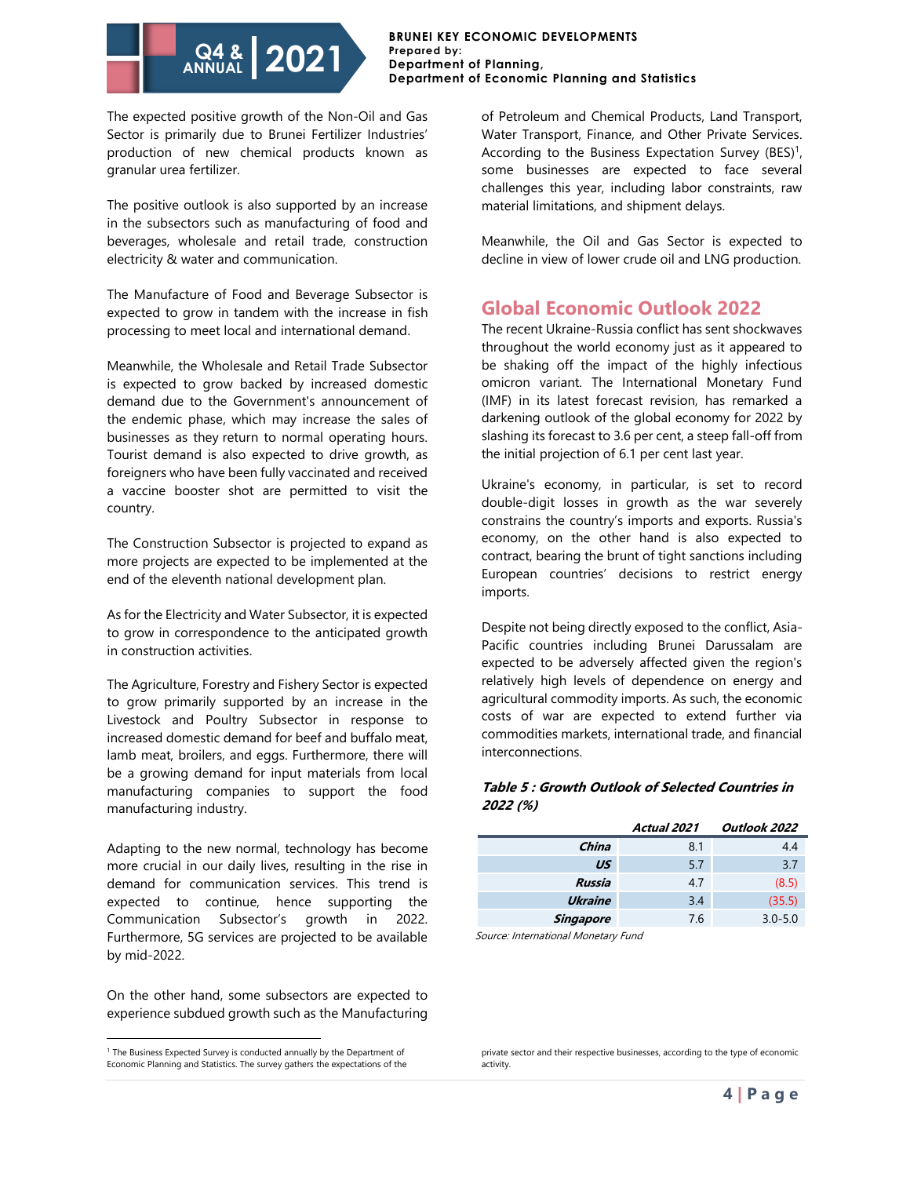The expected positive growth of the Non-Oil and Gas Sector is primarily due to Brunei Fertilizer Industries' production of new chemical products known as granular urea fertilizer.

The positive outlook is also supported by an increase in the subsectors such as manufacturing of food and beverages, wholesale and retail trade, construction electricity & water and communication.

The Manufacture of Food and Beverage Subsector is expected to grow in tandem with the increase in fish processing to meet local and international demand.

Meanwhile, the Wholesale and Retail Trade Subsector is expected to grow backed by increased domestic demand due to the Government's announcement of the endemic phase, which may increase the sales of businesses as they return to normal operating hours. Tourist demand is also expected to drive growth, as foreigners who have been fully vaccinated and received a vaccine booster shot are permitted to visit the country.

The Construction Subsector is projected to expand as more projects are expected to be implemented at the end of the eleventh national development plan.

As for the Electricity and Water Subsector, it is expected to grow in correspondence to the anticipated growth in construction activities.

The Agriculture, Forestry and Fishery Sector is expected to grow primarily supported by an increase in the Livestock and Poultry Subsector in response to increased domestic demand for beef and buffalo meat, lamb meat, broilers, and eggs. Furthermore, there will be a growing demand for input materials from local manufacturing companies to support the food manufacturing industry.

Adapting to the new normal, technology has become more crucial in our daily lives, resulting in the rise in demand for communication services. This trend is expected to continue, hence supporting the Communication Subsector's growth in 2022. Furthermore, 5G services are projected to be available by mid-2022.

On the other hand, some subsectors are expected to experience subdued growth such as the Manufacturing of Petroleum and Chemical Products, Land Transport, Water Transport, Finance, and Other Private Services. According to the Business Expectation Survey (BES)[1], some businesses are expected to face several challenges this year, including labor constraints, raw material limitations, and shipment delays.

Meanwhile, the Oil and Gas Sector is expected to decline in view of lower crude oil and LNG production.

## Global Economic Outlook 2022

The recent Ukraine-Russia conflict has sent shockwaves throughout the world economy just as it appeared to be shaking off the impact of the highly infectious omicron variant. The International Monetary Fund (IMF) in its latest forecast revision, has remarked a darkening outlook of the global economy for 2022 by slashing its forecast to 3.6 per cent, a steep fall-off from the initial projection of 6.1 per cent last year.

Ukraine's economy, in particular, is set to record double-digit losses in growth as the war severely constrains the country's imports and exports. Russia's economy, on the other hand is also expected to contract, bearing the brunt of tight sanctions including European countries' decisions to restrict energy imports.

Despite not being directly exposed to the conflict, Asia-Pacific countries including Brunei Darussalam are expected to be adversely affected given the region's relatively high levels of dependence on energy and agricultural commodity imports. As such, the economic costs of war are expected to extend further via commodities markets, international trade, and financial interconnections.

***Table 5 : Growth Outlook of Selected Countries in 2022 (%)***

| | *Actual 2021* | *Outlook 2022* |
|---|---|---|
| ***China*** | 8.1 | 4.4 |
| ***US*** | 5.7 | 3.7 |
| ***Russia*** | 4.7 | (8.5) |
| ***Ukraine*** | 3.4 | (35.5) |
| ***Singapore*** | 7.6 | 3.0-5.0 |

*Source: International Monetary Fund*

[1] The Business Expected Survey is conducted annually by the Department of Economic Planning and Statistics. The survey gathers the expectations of the private sector and their respective businesses, according to the type of economic activity.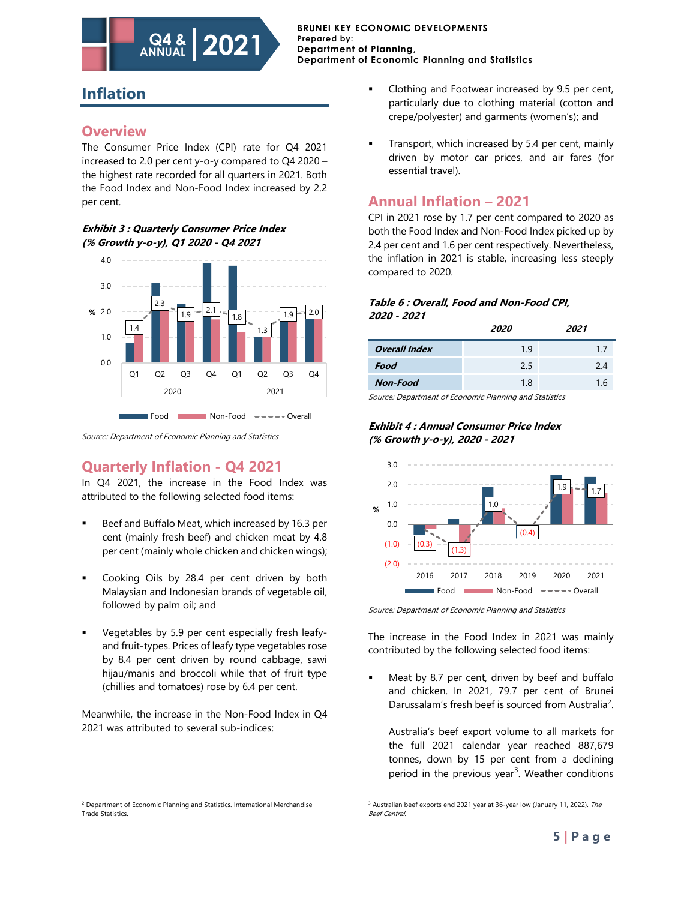## Inflation

### Overview

The Consumer Price Index (CPI) rate for Q4 2021 increased to 2.0 per cent y-o-y compared to Q4 2020 – the highest rate recorded for all quarters in 2021. Both the Food Index and Non-Food Index increased by 2.2 per cent.

***Exhibit 3 : Quarterly Consumer Price Index (% Growth y-o-y), Q1 2020 - Q4 2021***

*Source: Department of Economic Planning and Statistics*

### Quarterly Inflation - Q4 2021

In Q4 2021, the increase in the Food Index was attributed to the following selected food items:

- Beef and Buffalo Meat, which increased by 16.3 per cent (mainly fresh beef) and chicken meat by 4.8 per cent (mainly whole chicken and chicken wings);
- Cooking Oils by 28.4 per cent driven by both Malaysian and Indonesian brands of vegetable oil, followed by palm oil; and
- Vegetables by 5.9 per cent especially fresh leafy- and fruit-types. Prices of leafy type vegetables rose by 8.4 per cent driven by round cabbage, sawi hijau/manis and broccoli while that of fruit type (chillies and tomatoes) rose by 6.4 per cent.

Meanwhile, the increase in the Non-Food Index in Q4 2021 was attributed to several sub-indices:

- Clothing and Footwear increased by 9.5 per cent, particularly due to clothing material (cotton and crepe/polyester) and garments (women's); and
- Transport, which increased by 5.4 per cent, mainly driven by motor car prices, and air fares (for essential travel).

### Annual Inflation – 2021

CPI in 2021 rose by 1.7 per cent compared to 2020 as both the Food Index and Non-Food Index picked up by 2.4 per cent and 1.6 per cent respectively. Nevertheless, the inflation in 2021 is stable, increasing less steeply compared to 2020.

***Table 6 : Overall, Food and Non-Food CPI, 2020 - 2021***

| | 2020 | 2021 |
|---|---|---|
| ***Overall Index*** | 1.9 | 1.7 |
| ***Food*** | 2.5 | 2.4 |
| ***Non-Food*** | 1.8 | 1.6 |

*Source: Department of Economic Planning and Statistics*

***Exhibit 4 : Annual Consumer Price Index (% Growth y-o-y), 2020 - 2021***

*Source: Department of Economic Planning and Statistics*

The increase in the Food Index in 2021 was mainly contributed by the following selected food items:

- Meat by 8.7 per cent, driven by beef and buffalo and chicken. In 2021, 79.7 per cent of Brunei Darussalam's fresh beef is sourced from Australia[2].

  Australia's beef export volume to all markets for the full 2021 calendar year reached 887,679 tonnes, down by 15 per cent from a declining period in the previous year[3]. Weather conditions

---

[2] Department of Economic Planning and Statistics. International Merchandise Trade Statistics.

[3] Australian beef exports end 2021 year at 36-year low (January 11, 2022). *The Beef Central.*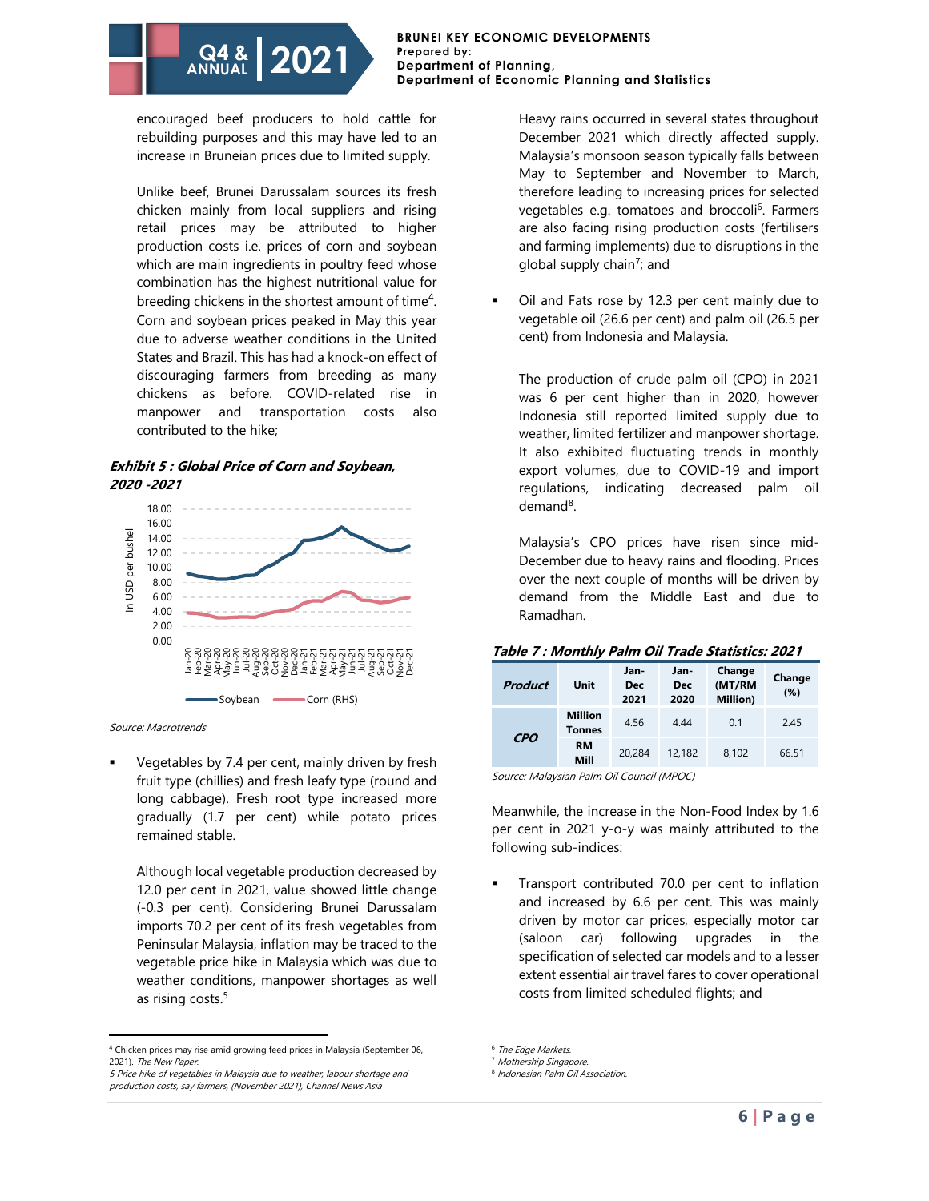encouraged beef producers to hold cattle for rebuilding purposes and this may have led to an increase in Bruneian prices due to limited supply.

Unlike beef, Brunei Darussalam sources its fresh chicken mainly from local suppliers and rising retail prices may be attributed to higher production costs i.e. prices of corn and soybean which are main ingredients in poultry feed whose combination has the highest nutritional value for breeding chickens in the shortest amount of time[4]. Corn and soybean prices peaked in May this year due to adverse weather conditions in the United States and Brazil. This has had a knock-on effect of discouraging farmers from breeding as many chickens as before. COVID-related rise in manpower and transportation costs also contributed to the hike;

***Exhibit 5 : Global Price of Corn and Soybean, 2020 -2021***

*Source: Macrotrends*

- Vegetables by 7.4 per cent, mainly driven by fresh fruit type (chillies) and fresh leafy type (round and long cabbage). Fresh root type increased more gradually (1.7 per cent) while potato prices remained stable.

  Although local vegetable production decreased by 12.0 per cent in 2021, value showed little change (-0.3 per cent). Considering Brunei Darussalam imports 70.2 per cent of its fresh vegetables from Peninsular Malaysia, inflation may be traced to the vegetable price hike in Malaysia which was due to weather conditions, manpower shortages as well as rising costs.[5]

  Heavy rains occurred in several states throughout December 2021 which directly affected supply. Malaysia's monsoon season typically falls between May to September and November to March, therefore leading to increasing prices for selected vegetables e.g. tomatoes and broccoli[6]. Farmers are also facing rising production costs (fertilisers and farming implements) due to disruptions in the global supply chain[7]; and

- Oil and Fats rose by 12.3 per cent mainly due to vegetable oil (26.6 per cent) and palm oil (26.5 per cent) from Indonesia and Malaysia.

  The production of crude palm oil (CPO) in 2021 was 6 per cent higher than in 2020, however Indonesia still reported limited supply due to weather, limited fertilizer and manpower shortage. It also exhibited fluctuating trends in monthly export volumes, due to COVID-19 and import regulations, indicating decreased palm oil demand[8].

  Malaysia's CPO prices have risen since mid-December due to heavy rains and flooding. Prices over the next couple of months will be driven by demand from the Middle East and due to Ramadhan.

***Table 7 : Monthly Palm Oil Trade Statistics: 2021***

| Product | Unit | Jan-Dec 2021 | Jan-Dec 2020 | Change (MT/RM Million) | Change (%) |
|---|---|---|---|---|---|
| CPO | Million Tonnes | 4.56 | 4.44 | 0.1 | 2.45 |
| | RM Mill | 20,284 | 12,182 | 8,102 | 66.51 |

*Source: Malaysian Palm Oil Council (MPOC)*

Meanwhile, the increase in the Non-Food Index by 1.6 per cent in 2021 y-o-y was mainly attributed to the following sub-indices:

- Transport contributed 70.0 per cent to inflation and increased by 6.6 per cent. This was mainly driven by motor car prices, especially motor car (saloon car) following upgrades in the specification of selected car models and to a lesser extent essential air travel fares to cover operational costs from limited scheduled flights; and

---

[4] Chicken prices may rise amid growing feed prices in Malaysia (September 06, 2021). *The New Paper.*

[5] *Price hike of vegetables in Malaysia due to weather, labour shortage and production costs, say farmers, (November 2021), Channel News Asia*

[6] *The Edge Markets.*

[7] *Mothership Singapore.*

[8] *Indonesian Palm Oil Association.*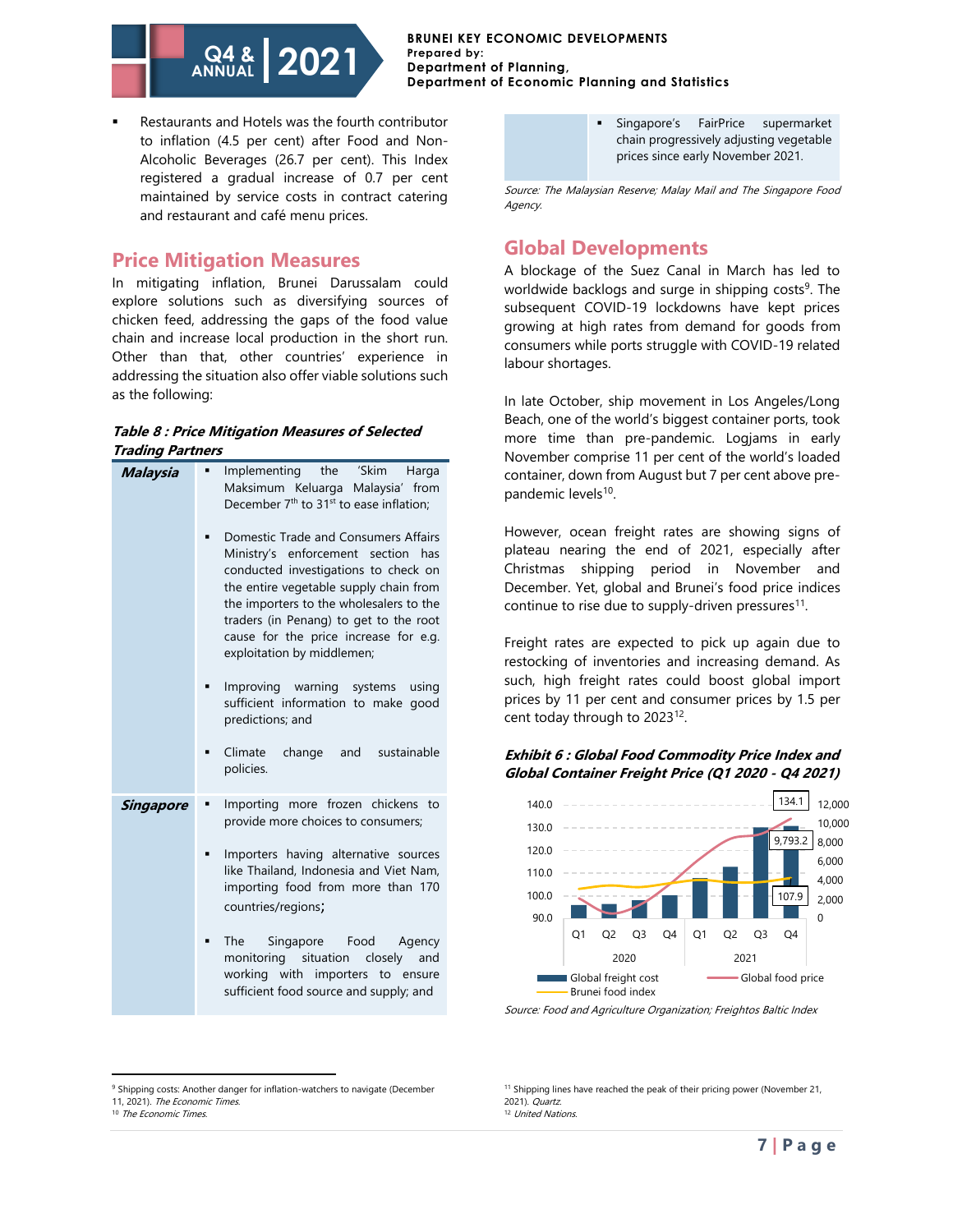- Restaurants and Hotels was the fourth contributor to inflation (4.5 per cent) after Food and Non-Alcoholic Beverages (26.7 per cent). This Index registered a gradual increase of 0.7 per cent maintained by service costs in contract catering and restaurant and café menu prices.

## Price Mitigation Measures

In mitigating inflation, Brunei Darussalam could explore solutions such as diversifying sources of chicken feed, addressing the gaps of the food value chain and increase local production in the short run. Other than that, other countries' experience in addressing the situation also offer viable solutions such as the following:

***Table 8 : Price Mitigation Measures of Selected Trading Partners***

| | |
|---|---|
| ***Malaysia*** | ▪ Implementing the 'Skim Harga Maksimum Keluarga Malaysia' from December 7th to 31st to ease inflation;<br><br>▪ Domestic Trade and Consumers Affairs Ministry's enforcement section has conducted investigations to check on the entire vegetable supply chain from the importers to the wholesalers to the traders (in Penang) to get to the root cause for the price increase for e.g. exploitation by middlemen;<br><br>▪ Improving warning systems using sufficient information to make good predictions; and<br><br>▪ Climate change and sustainable policies. |
| ***Singapore*** | ▪ Importing more frozen chickens to provide more choices to consumers;<br><br>▪ Importers having alternative sources like Thailand, Indonesia and Viet Nam, importing food from more than 170 countries/regions;<br><br>▪ The Singapore Food Agency monitoring situation closely and working with importers to ensure sufficient food source and supply; and<br><br>▪ Singapore's FairPrice supermarket chain progressively adjusting vegetable prices since early November 2021. |

*Source: The Malaysian Reserve; Malay Mail and The Singapore Food Agency.*

## Global Developments

A blockage of the Suez Canal in March has led to worldwide backlogs and surge in shipping costs[9]. The subsequent COVID-19 lockdowns have kept prices growing at high rates from demand for goods from consumers while ports struggle with COVID-19 related labour shortages.

In late October, ship movement in Los Angeles/Long Beach, one of the world's biggest container ports, took more time than pre-pandemic. Logjams in early November comprise 11 per cent of the world's loaded container, down from August but 7 per cent above pre-pandemic levels[10].

However, ocean freight rates are showing signs of plateau nearing the end of 2021, especially after Christmas shipping period in November and December. Yet, global and Brunei's food price indices continue to rise due to supply-driven pressures[11].

Freight rates are expected to pick up again due to restocking of inventories and increasing demand. As such, high freight rates could boost global import prices by 11 per cent and consumer prices by 1.5 per cent today through to 2023[12].

***Exhibit 6 : Global Food Commodity Price Index and Global Container Freight Price (Q1 2020 - Q4 2021)***

*Source: Food and Agriculture Organization; Freightos Baltic Index*

[9] Shipping costs: Another danger for inflation-watchers to navigate (December 11, 2021). *The Economic Times.*
[10] *The Economic Times.*
[11] Shipping lines have reached the peak of their pricing power (November 21, 2021). *Quartz.*
[12] *United Nations.*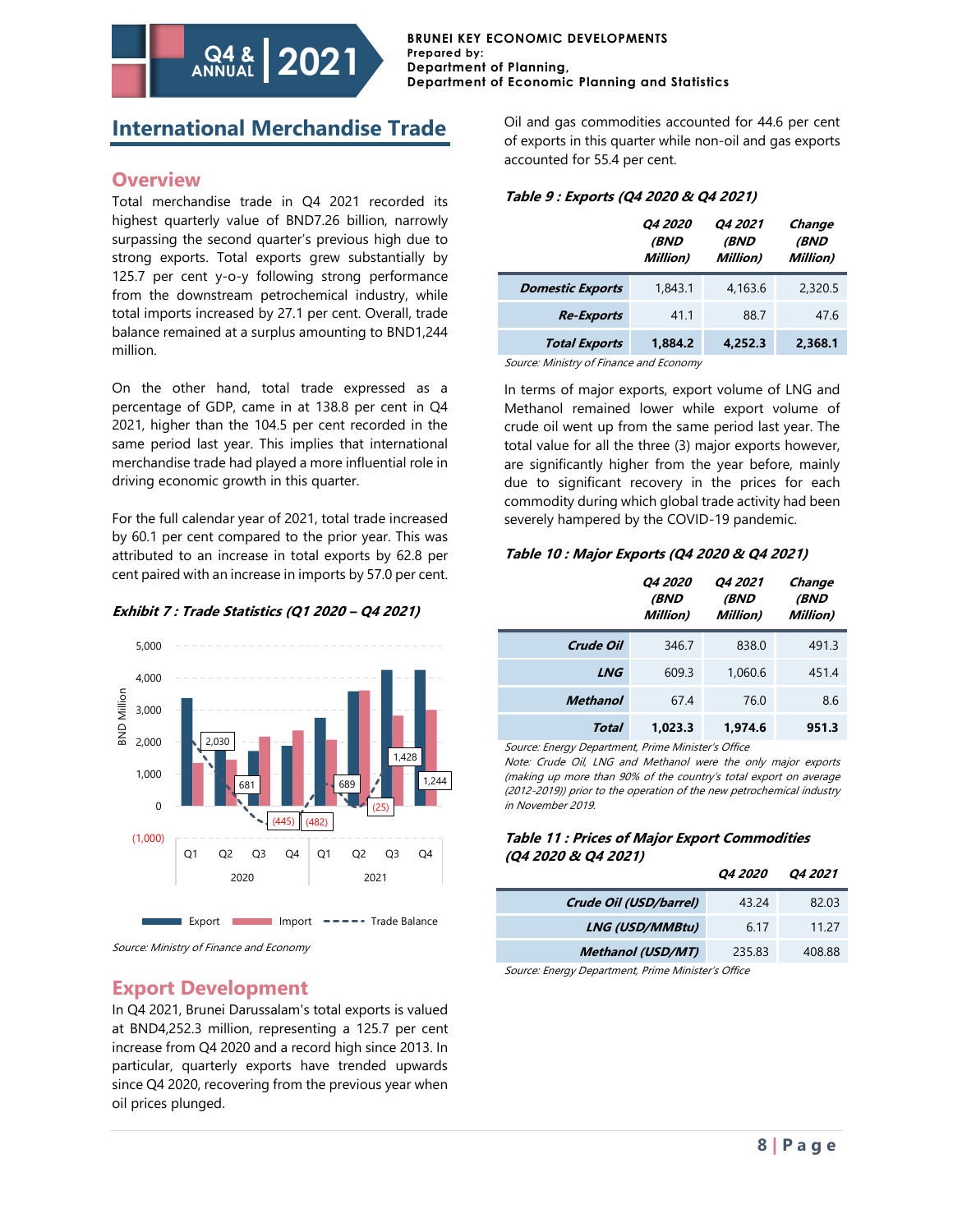## International Merchandise Trade

### Overview

Total merchandise trade in Q4 2021 recorded its highest quarterly value of BND7.26 billion, narrowly surpassing the second quarter's previous high due to strong exports. Total exports grew substantially by 125.7 per cent y-o-y following strong performance from the downstream petrochemical industry, while total imports increased by 27.1 per cent. Overall, trade balance remained at a surplus amounting to BND1,244 million.

On the other hand, total trade expressed as a percentage of GDP, came in at 138.8 per cent in Q4 2021, higher than the 104.5 per cent recorded in the same period last year. This implies that international merchandise trade had played a more influential role in driving economic growth in this quarter.

For the full calendar year of 2021, total trade increased by 60.1 per cent compared to the prior year. This was attributed to an increase in total exports by 62.8 per cent paired with an increase in imports by 57.0 per cent.

***Exhibit 7 : Trade Statistics (Q1 2020 – Q4 2021)***

| | 2020 Q1 | 2020 Q2 | 2020 Q3 | 2020 Q4 | 2021 Q1 | 2021 Q2 | 2021 Q3 | 2021 Q4 |
|---|---|---|---|---|---|---|---|---|
| Trade Balance (BND Million) | | 2,030 | 681 | (445) | (482) | 689 | (25) | 1,428 | 1,244 |

*Source: Ministry of Finance and Economy*

### Export Development

In Q4 2021, Brunei Darussalam's total exports is valued at BND4,252.3 million, representing a 125.7 per cent increase from Q4 2020 and a record high since 2013. In particular, quarterly exports have trended upwards since Q4 2020, recovering from the previous year when oil prices plunged.

Oil and gas commodities accounted for 44.6 per cent of exports in this quarter while non-oil and gas exports accounted for 55.4 per cent.

***Table 9 : Exports (Q4 2020 & Q4 2021)***

| | Q4 2020 (BND Million) | Q4 2021 (BND Million) | Change (BND Million) |
|---|---|---|---|
| **Domestic Exports** | 1,843.1 | 4,163.6 | 2,320.5 |
| **Re-Exports** | 41.1 | 88.7 | 47.6 |
| **Total Exports** | **1,884.2** | **4,252.3** | **2,368.1** |

*Source: Ministry of Finance and Economy*

In terms of major exports, export volume of LNG and Methanol remained lower while export volume of crude oil went up from the same period last year. The total value for all the three (3) major exports however, are significantly higher from the year before, mainly due to significant recovery in the prices for each commodity during which global trade activity had been severely hampered by the COVID-19 pandemic.

***Table 10 : Major Exports (Q4 2020 & Q4 2021)***

| | Q4 2020 (BND Million) | Q4 2021 (BND Million) | Change (BND Million) |
|---|---|---|---|
| **Crude Oil** | 346.7 | 838.0 | 491.3 |
| **LNG** | 609.3 | 1,060.6 | 451.4 |
| **Methanol** | 67.4 | 76.0 | 8.6 |
| **Total** | **1,023.3** | **1,974.6** | **951.3** |

*Source: Energy Department, Prime Minister's Office*

*Note: Crude Oil, LNG and Methanol were the only major exports (making up more than 90% of the country's total export on average (2012-2019)) prior to the operation of the new petrochemical industry in November 2019.*

***Table 11 : Prices of Major Export Commodities (Q4 2020 & Q4 2021)***

| | Q4 2020 | Q4 2021 |
|---|---|---|
| **Crude Oil (USD/barrel)** | 43.24 | 82.03 |
| **LNG (USD/MMBtu)** | 6.17 | 11.27 |
| **Methanol (USD/MT)** | 235.83 | 408.88 |

*Source: Energy Department, Prime Minister's Office*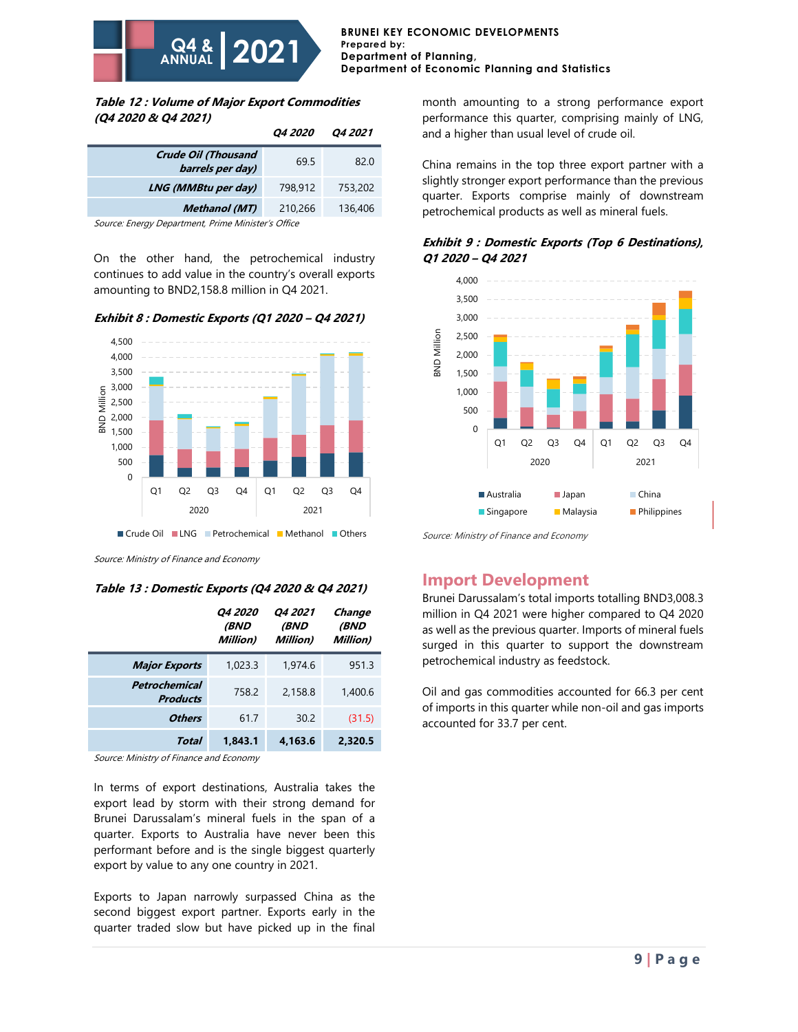*Table 12 : Volume of Major Export Commodities (Q4 2020 & Q4 2021)*

| | Q4 2020 | Q4 2021 |
|---|---|---|
| **Crude Oil (Thousand barrels per day)** | 69.5 | 82.0 |
| **LNG (MMBtu per day)** | 798,912 | 753,202 |
| **Methanol (MT)** | 210,266 | 136,406 |

*Source: Energy Department, Prime Minister's Office*

On the other hand, the petrochemical industry continues to add value in the country's overall exports amounting to BND2,158.8 million in Q4 2021.

*Exhibit 8 : Domestic Exports (Q1 2020 – Q4 2021)*

*Source: Ministry of Finance and Economy*

*Table 13 : Domestic Exports (Q4 2020 & Q4 2021)*

| | Q4 2020 (BND Million) | Q4 2021 (BND Million) | Change (BND Million) |
|---|---|---|---|
| **Major Exports** | 1,023.3 | 1,974.6 | 951.3 |
| **Petrochemical Products** | 758.2 | 2,158.8 | 1,400.6 |
| **Others** | 61.7 | 30.2 | (31.5) |
| **Total** | **1,843.1** | **4,163.6** | **2,320.5** |

*Source: Ministry of Finance and Economy*

In terms of export destinations, Australia takes the export lead by storm with their strong demand for Brunei Darussalam's mineral fuels in the span of a quarter. Exports to Australia have never been this performant before and is the single biggest quarterly export by value to any one country in 2021.

Exports to Japan narrowly surpassed China as the second biggest export partner. Exports early in the quarter traded slow but have picked up in the final month amounting to a strong performance export performance this quarter, comprising mainly of LNG, and a higher than usual level of crude oil.

China remains in the top three export partner with a slightly stronger export performance than the previous quarter. Exports comprise mainly of downstream petrochemical products as well as mineral fuels.

*Exhibit 9 : Domestic Exports (Top 6 Destinations), Q1 2020 – Q4 2021*

*Source: Ministry of Finance and Economy*

## Import Development

Brunei Darussalam's total imports totalling BND3,008.3 million in Q4 2021 were higher compared to Q4 2020 as well as the previous quarter. Imports of mineral fuels surged in this quarter to support the downstream petrochemical industry as feedstock.

Oil and gas commodities accounted for 66.3 per cent of imports in this quarter while non-oil and gas imports accounted for 33.7 per cent.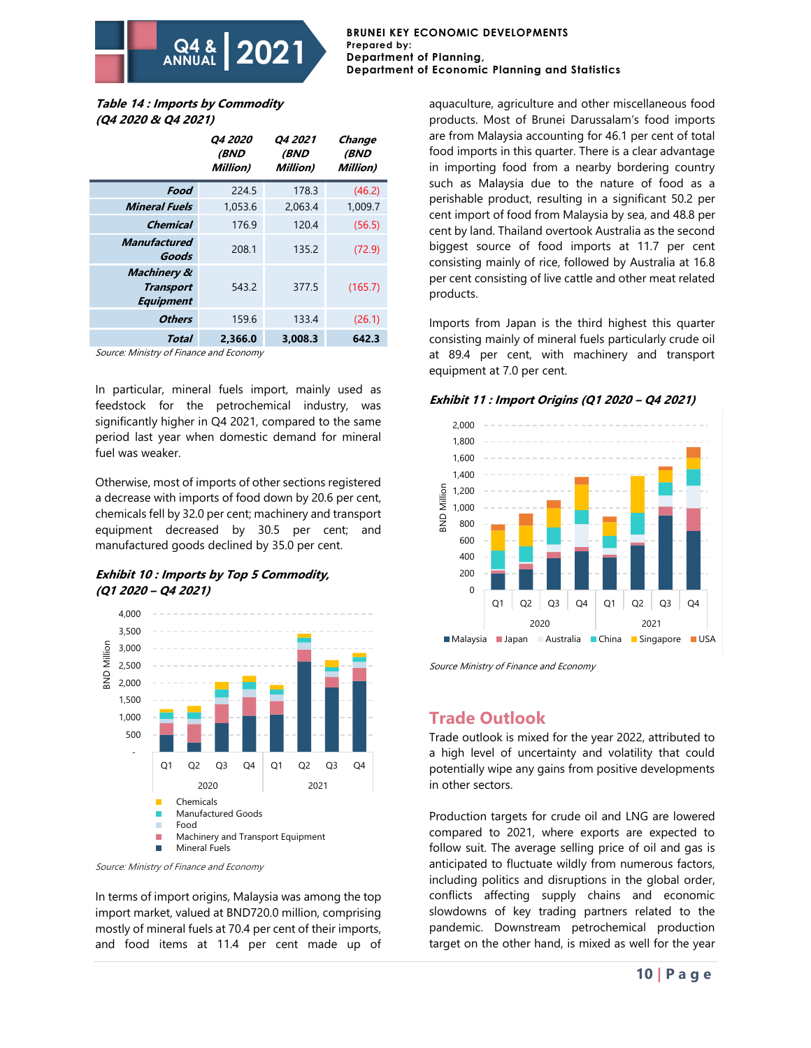*Table 14 : Imports by Commodity (Q4 2020 & Q4 2021)*

| | Q4 2020 (BND Million) | Q4 2021 (BND Million) | Change (BND Million) |
|---|---|---|---|
| **Food** | 224.5 | 178.3 | (46.2) |
| **Mineral Fuels** | 1,053.6 | 2,063.4 | 1,009.7 |
| **Chemical** | 176.9 | 120.4 | (56.5) |
| **Manufactured Goods** | 208.1 | 135.2 | (72.9) |
| **Machinery & Transport Equipment** | 543.2 | 377.5 | (165.7) |
| **Others** | 159.6 | 133.4 | (26.1) |
| **Total** | **2,366.0** | **3,008.3** | **642.3** |

*Source: Ministry of Finance and Economy*

In particular, mineral fuels import, mainly used as feedstock for the petrochemical industry, was significantly higher in Q4 2021, compared to the same period last year when domestic demand for mineral fuel was weaker.

Otherwise, most of imports of other sections registered a decrease with imports of food down by 20.6 per cent, chemicals fell by 32.0 per cent; machinery and transport equipment decreased by 30.5 per cent; and manufactured goods declined by 35.0 per cent.

*Exhibit 10 : Imports by Top 5 Commodity, (Q1 2020 – Q4 2021)*

*Source: Ministry of Finance and Economy*

In terms of import origins, Malaysia was among the top import market, valued at BND720.0 million, comprising mostly of mineral fuels at 70.4 per cent of their imports, and food items at 11.4 per cent made up of aquaculture, agriculture and other miscellaneous food products. Most of Brunei Darussalam's food imports are from Malaysia accounting for 46.1 per cent of total food imports in this quarter. There is a clear advantage in importing food from a nearby bordering country such as Malaysia due to the nature of food as a perishable product, resulting in a significant 50.2 per cent import of food from Malaysia by sea, and 48.8 per cent by land. Thailand overtook Australia as the second biggest source of food imports at 11.7 per cent consisting mainly of rice, followed by Australia at 16.8 per cent consisting of live cattle and other meat related products.

Imports from Japan is the third highest this quarter consisting mainly of mineral fuels particularly crude oil at 89.4 per cent, with machinery and transport equipment at 7.0 per cent.

*Exhibit 11 : Import Origins (Q1 2020 – Q4 2021)*

*Source Ministry of Finance and Economy*

## Trade Outlook

Trade outlook is mixed for the year 2022, attributed to a high level of uncertainty and volatility that could potentially wipe any gains from positive developments in other sectors.

Production targets for crude oil and LNG are lowered compared to 2021, where exports are expected to follow suit. The average selling price of oil and gas is anticipated to fluctuate wildly from numerous factors, including politics and disruptions in the global order, conflicts affecting supply chains and economic slowdowns of key trading partners related to the pandemic. Downstream petrochemical production target on the other hand, is mixed as well for the year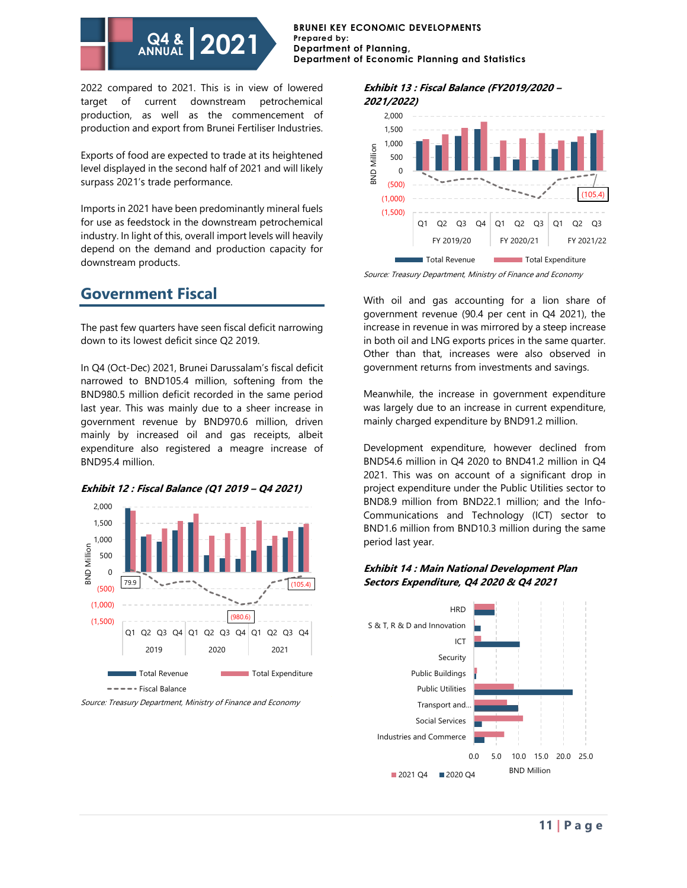2022 compared to 2021. This is in view of lowered target of current downstream petrochemical production, as well as the commencement of production and export from Brunei Fertiliser Industries.

Exports of food are expected to trade at its heightened level displayed in the second half of 2021 and will likely surpass 2021's trade performance.

Imports in 2021 have been predominantly mineral fuels for use as feedstock in the downstream petrochemical industry. In light of this, overall import levels will heavily depend on the demand and production capacity for downstream products.

## Government Fiscal

The past few quarters have seen fiscal deficit narrowing down to its lowest deficit since Q2 2019.

In Q4 (Oct-Dec) 2021, Brunei Darussalam's fiscal deficit narrowed to BND105.4 million, softening from the BND980.5 million deficit recorded in the same period last year. This was mainly due to a sheer increase in government revenue by BND970.6 million, driven mainly by increased oil and gas receipts, albeit expenditure also registered a meagre increase of BND95.4 million.

***Exhibit 12 : Fiscal Balance (Q1 2019 – Q4 2021)***

*Source: Treasury Department, Ministry of Finance and Economy*

***Exhibit 13 : Fiscal Balance (FY2019/2020 – 2021/2022)***

*Source: Treasury Department, Ministry of Finance and Economy*

With oil and gas accounting for a lion share of government revenue (90.4 per cent in Q4 2021), the increase in revenue in was mirrored by a steep increase in both oil and LNG exports prices in the same quarter. Other than that, increases were also observed in government returns from investments and savings.

Meanwhile, the increase in government expenditure was largely due to an increase in current expenditure, mainly charged expenditure by BND91.2 million.

Development expenditure, however declined from BND54.6 million in Q4 2020 to BND41.2 million in Q4 2021. This was on account of a significant drop in project expenditure under the Public Utilities sector to BND8.9 million from BND22.1 million; and the Info-Communications and Technology (ICT) sector to BND1.6 million from BND10.3 million during the same period last year.

***Exhibit 14 : Main National Development Plan Sectors Expenditure, Q4 2020 & Q4 2021***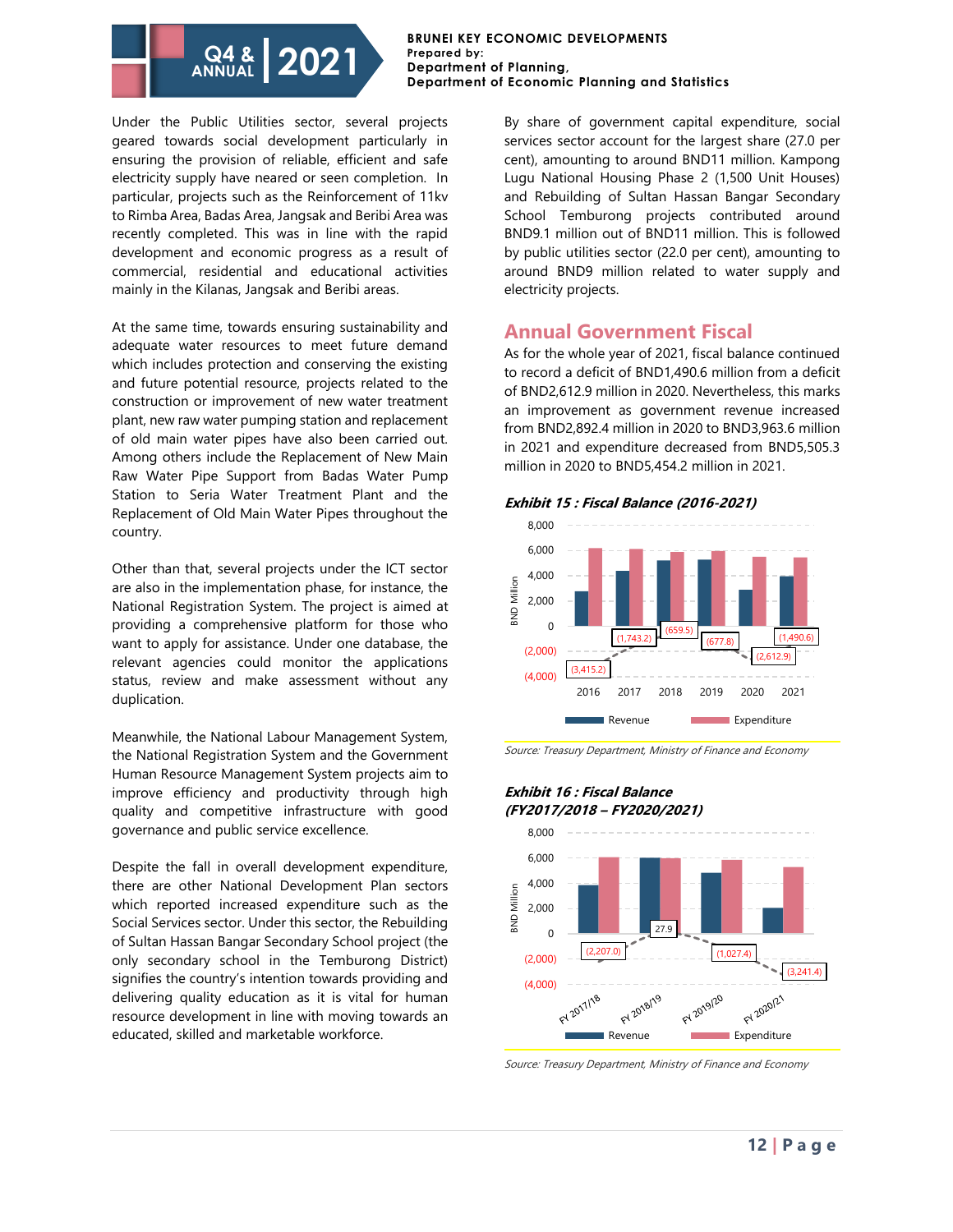Under the Public Utilities sector, several projects geared towards social development particularly in ensuring the provision of reliable, efficient and safe electricity supply have neared or seen completion. In particular, projects such as the Reinforcement of 11kv to Rimba Area, Badas Area, Jangsak and Beribi Area was recently completed. This was in line with the rapid development and economic progress as a result of commercial, residential and educational activities mainly in the Kilanas, Jangsak and Beribi areas.

At the same time, towards ensuring sustainability and adequate water resources to meet future demand which includes protection and conserving the existing and future potential resource, projects related to the construction or improvement of new water treatment plant, new raw water pumping station and replacement of old main water pipes have also been carried out. Among others include the Replacement of New Main Raw Water Pipe Support from Badas Water Pump Station to Seria Water Treatment Plant and the Replacement of Old Main Water Pipes throughout the country.

Other than that, several projects under the ICT sector are also in the implementation phase, for instance, the National Registration System. The project is aimed at providing a comprehensive platform for those who want to apply for assistance. Under one database, the relevant agencies could monitor the applications status, review and make assessment without any duplication.

Meanwhile, the National Labour Management System, the National Registration System and the Government Human Resource Management System projects aim to improve efficiency and productivity through high quality and competitive infrastructure with good governance and public service excellence.

Despite the fall in overall development expenditure, there are other National Development Plan sectors which reported increased expenditure such as the Social Services sector. Under this sector, the Rebuilding of Sultan Hassan Bangar Secondary School project (the only secondary school in the Temburong District) signifies the country's intention towards providing and delivering quality education as it is vital for human resource development in line with moving towards an educated, skilled and marketable workforce.

By share of government capital expenditure, social services sector account for the largest share (27.0 per cent), amounting to around BND11 million. Kampong Lugu National Housing Phase 2 (1,500 Unit Houses) and Rebuilding of Sultan Hassan Bangar Secondary School Temburong projects contributed around BND9.1 million out of BND11 million. This is followed by public utilities sector (22.0 per cent), amounting to around BND9 million related to water supply and electricity projects.

## Annual Government Fiscal

As for the whole year of 2021, fiscal balance continued to record a deficit of BND1,490.6 million from a deficit of BND2,612.9 million in 2020. Nevertheless, this marks an improvement as government revenue increased from BND2,892.4 million in 2020 to BND3,963.6 million in 2021 and expenditure decreased from BND5,505.3 million in 2020 to BND5,454.2 million in 2021.

***Exhibit 15 : Fiscal Balance (2016-2021)***

| BND Million | 2016 | 2017 | 2018 | 2019 | 2020 | 2021 |
|---|---|---|---|---|---|---|
| Fiscal Balance | (3,415.2) | (1,743.2) | (659.5) | (677.8) | (2,612.9) | (1,490.6) |

Legend: Revenue, Expenditure

*Source: Treasury Department, Ministry of Finance and Economy*

***Exhibit 16 : Fiscal Balance (FY2017/2018 – FY2020/2021)***

| BND Million | FY 2017/18 | FY 2018/19 | FY 2019/20 | FY 2020/21 |
|---|---|---|---|---|
| Fiscal Balance | (2,207.0) | 27.9 | (1,027.4) | (3,241.4) |

Legend: Revenue, Expenditure

*Source: Treasury Department, Ministry of Finance and Economy*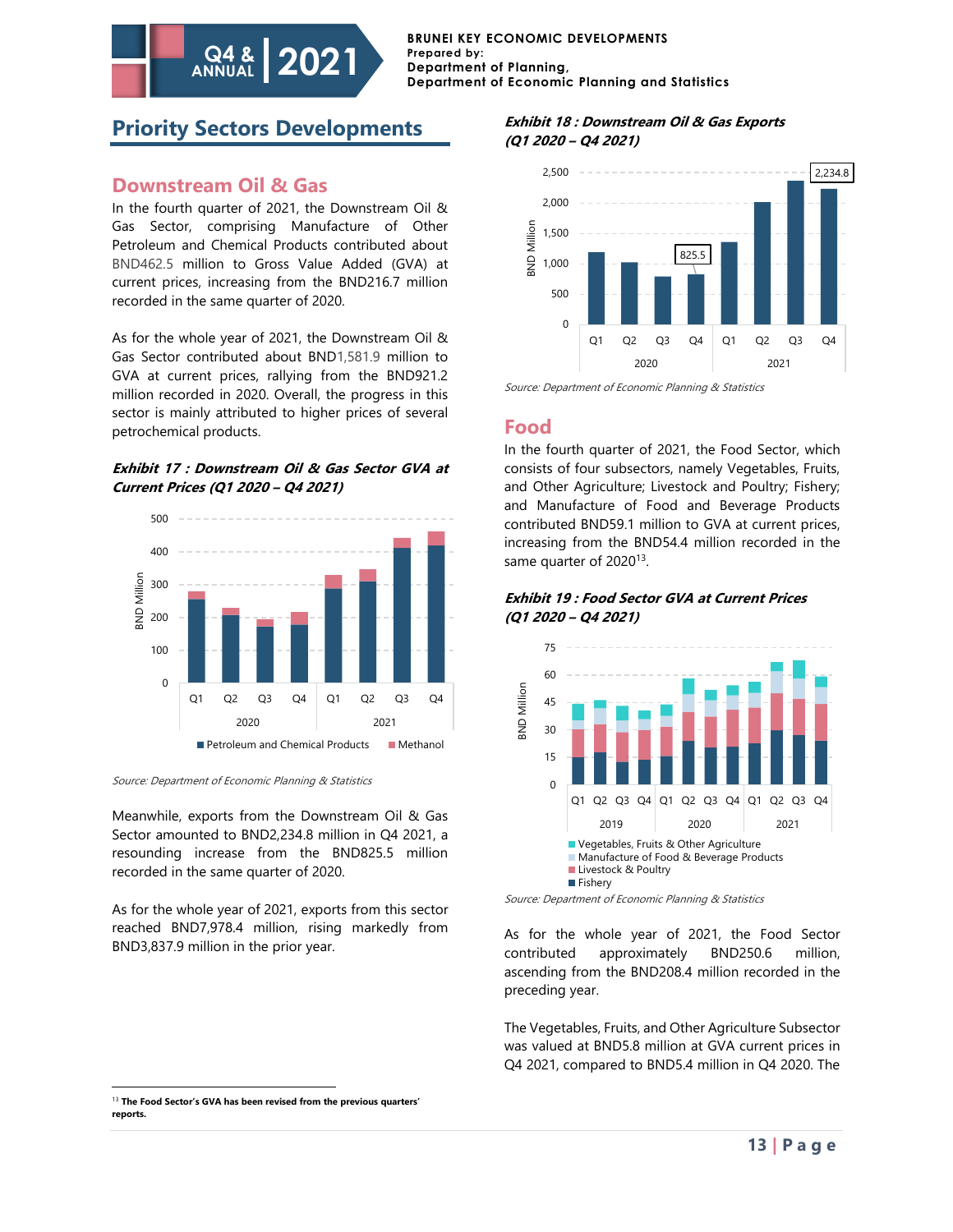## Priority Sectors Developments

### Downstream Oil & Gas

In the fourth quarter of 2021, the Downstream Oil & Gas Sector, comprising Manufacture of Other Petroleum and Chemical Products contributed about BND462.5 million to Gross Value Added (GVA) at current prices, increasing from the BND216.7 million recorded in the same quarter of 2020.

As for the whole year of 2021, the Downstream Oil & Gas Sector contributed about BND1,581.9 million to GVA at current prices, rallying from the BND921.2 million recorded in 2020. Overall, the progress in this sector is mainly attributed to higher prices of several petrochemical products.

***Exhibit 17 : Downstream Oil & Gas Sector GVA at Current Prices (Q1 2020 – Q4 2021)***

*Source: Department of Economic Planning & Statistics*

Meanwhile, exports from the Downstream Oil & Gas Sector amounted to BND2,234.8 million in Q4 2021, a resounding increase from the BND825.5 million recorded in the same quarter of 2020.

As for the whole year of 2021, exports from this sector reached BND7,978.4 million, rising markedly from BND3,837.9 million in the prior year.

***Exhibit 18 : Downstream Oil & Gas Exports (Q1 2020 – Q4 2021)***

*Source: Department of Economic Planning & Statistics*

### Food

In the fourth quarter of 2021, the Food Sector, which consists of four subsectors, namely Vegetables, Fruits, and Other Agriculture; Livestock and Poultry; Fishery; and Manufacture of Food and Beverage Products contributed BND59.1 million to GVA at current prices, increasing from the BND54.4 million recorded in the same quarter of 2020[13].

***Exhibit 19 : Food Sector GVA at Current Prices (Q1 2020 – Q4 2021)***

*Source: Department of Economic Planning & Statistics*

As for the whole year of 2021, the Food Sector contributed approximately BND250.6 million, ascending from the BND208.4 million recorded in the preceding year.

The Vegetables, Fruits, and Other Agriculture Subsector was valued at BND5.8 million at GVA current prices in Q4 2021, compared to BND5.4 million in Q4 2020. The

---

[13] **The Food Sector's GVA has been revised from the previous quarters' reports.**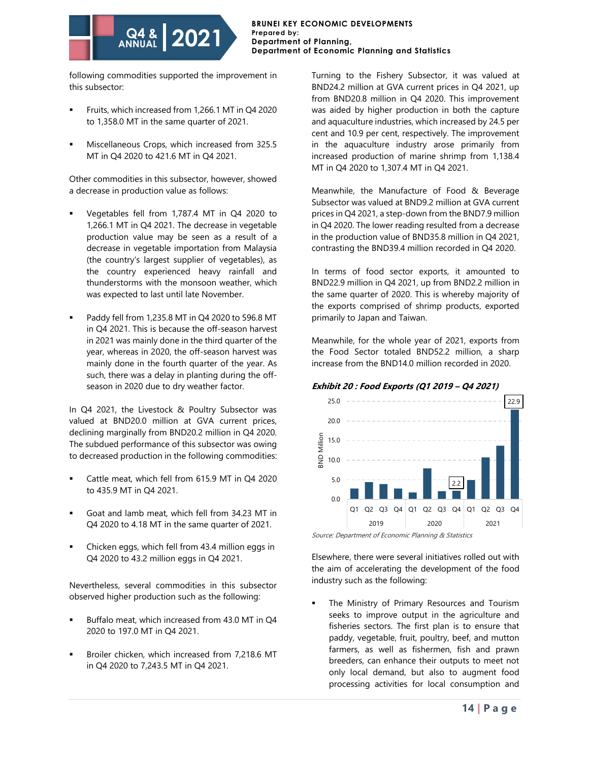following commodities supported the improvement in this subsector:

- Fruits, which increased from 1,266.1 MT in Q4 2020 to 1,358.0 MT in the same quarter of 2021.
- Miscellaneous Crops, which increased from 325.5 MT in Q4 2020 to 421.6 MT in Q4 2021.

Other commodities in this subsector, however, showed a decrease in production value as follows:

- Vegetables fell from 1,787.4 MT in Q4 2020 to 1,266.1 MT in Q4 2021. The decrease in vegetable production value may be seen as a result of a decrease in vegetable importation from Malaysia (the country's largest supplier of vegetables), as the country experienced heavy rainfall and thunderstorms with the monsoon weather, which was expected to last until late November.
- Paddy fell from 1,235.8 MT in Q4 2020 to 596.8 MT in Q4 2021. This is because the off-season harvest in 2021 was mainly done in the third quarter of the year, whereas in 2020, the off-season harvest was mainly done in the fourth quarter of the year. As such, there was a delay in planting during the off-season in 2020 due to dry weather factor.

In Q4 2021, the Livestock & Poultry Subsector was valued at BND20.0 million at GVA current prices, declining marginally from BND20.2 million in Q4 2020. The subdued performance of this subsector was owing to decreased production in the following commodities:

- Cattle meat, which fell from 615.9 MT in Q4 2020 to 435.9 MT in Q4 2021.
- Goat and lamb meat, which fell from 34.23 MT in Q4 2020 to 4.18 MT in the same quarter of 2021.
- Chicken eggs, which fell from 43.4 million eggs in Q4 2020 to 43.2 million eggs in Q4 2021.

Nevertheless, several commodities in this subsector observed higher production such as the following:

- Buffalo meat, which increased from 43.0 MT in Q4 2020 to 197.0 MT in Q4 2021.
- Broiler chicken, which increased from 7,218.6 MT in Q4 2020 to 7,243.5 MT in Q4 2021.

Turning to the Fishery Subsector, it was valued at BND24.2 million at GVA current prices in Q4 2021, up from BND20.8 million in Q4 2020. This improvement was aided by higher production in both the capture and aquaculture industries, which increased by 24.5 per cent and 10.9 per cent, respectively. The improvement in the aquaculture industry arose primarily from increased production of marine shrimp from 1,138.4 MT in Q4 2020 to 1,307.4 MT in Q4 2021.

Meanwhile, the Manufacture of Food & Beverage Subsector was valued at BND9.2 million at GVA current prices in Q4 2021, a step-down from the BND7.9 million in Q4 2020. The lower reading resulted from a decrease in the production value of BND35.8 million in Q4 2021, contrasting the BND39.4 million recorded in Q4 2020.

In terms of food sector exports, it amounted to BND22.9 million in Q4 2021, up from BND2.2 million in the same quarter of 2020. This is whereby majority of the exports comprised of shrimp products, exported primarily to Japan and Taiwan.

Meanwhile, for the whole year of 2021, exports from the Food Sector totaled BND52.2 million, a sharp increase from the BND14.0 million recorded in 2020.

***Exhibit 20 : Food Exports (Q1 2019 – Q4 2021)***

| Year | Quarter | BND Million |
|---|---|---|
| 2020 | Q4 | 2.2 |
| 2021 | Q4 | 22.9 |

*Source: Department of Economic Planning & Statistics*

Elsewhere, there were several initiatives rolled out with the aim of accelerating the development of the food industry such as the following:

- The Ministry of Primary Resources and Tourism seeks to improve output in the agriculture and fisheries sectors. The first plan is to ensure that paddy, vegetable, fruit, poultry, beef, and mutton farmers, as well as fishermen, fish and prawn breeders, can enhance their outputs to meet not only local demand, but also to augment food processing activities for local consumption and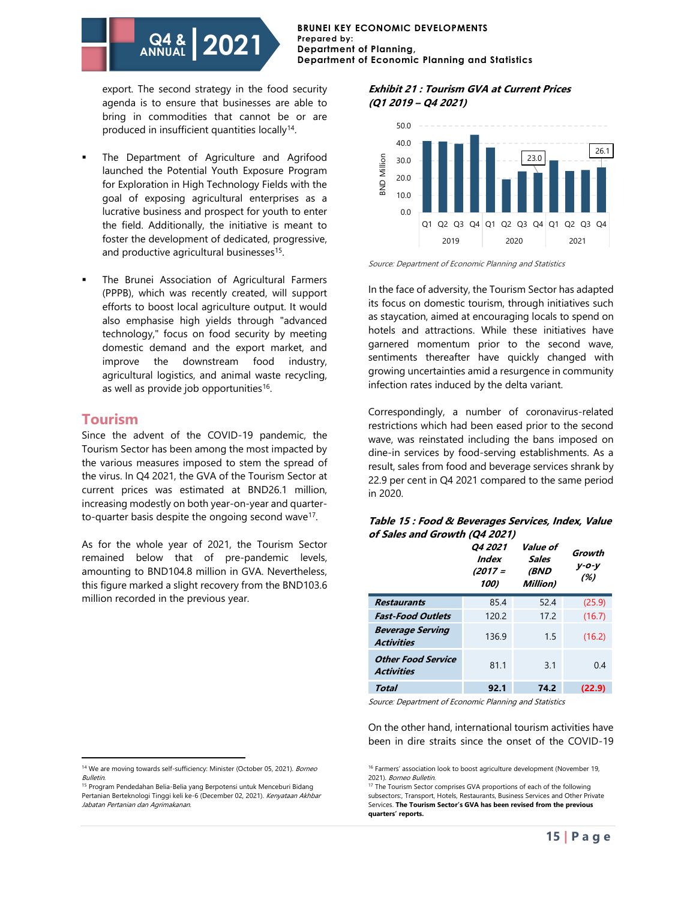export. The second strategy in the food security agenda is to ensure that businesses are able to bring in commodities that cannot be or are produced in insufficient quantities locally[14].

- The Department of Agriculture and Agrifood launched the Potential Youth Exposure Program for Exploration in High Technology Fields with the goal of exposing agricultural enterprises as a lucrative business and prospect for youth to enter the field. Additionally, the initiative is meant to foster the development of dedicated, progressive, and productive agricultural businesses[15].
- The Brunei Association of Agricultural Farmers (PPPB), which was recently created, will support efforts to boost local agriculture output. It would also emphasise high yields through "advanced technology," focus on food security by meeting domestic demand and the export market, and improve the downstream food industry, agricultural logistics, and animal waste recycling, as well as provide job opportunities[16].

## Tourism

Since the advent of the COVID-19 pandemic, the Tourism Sector has been among the most impacted by the various measures imposed to stem the spread of the virus. In Q4 2021, the GVA of the Tourism Sector at current prices was estimated at BND26.1 million, increasing modestly on both year-on-year and quarter-to-quarter basis despite the ongoing second wave[17].

As for the whole year of 2021, the Tourism Sector remained below that of pre-pandemic levels, amounting to BND104.8 million in GVA. Nevertheless, this figure marked a slight recovery from the BND103.6 million recorded in the previous year.

***Exhibit 21 : Tourism GVA at Current Prices (Q1 2019 – Q4 2021)***

*Source: Department of Economic Planning and Statistics*

In the face of adversity, the Tourism Sector has adapted its focus on domestic tourism, through initiatives such as staycation, aimed at encouraging locals to spend on hotels and attractions. While these initiatives have garnered momentum prior to the second wave, sentiments thereafter have quickly changed with growing uncertainties amid a resurgence in community infection rates induced by the delta variant.

Correspondingly, a number of coronavirus-related restrictions which had been eased prior to the second wave, was reinstated including the bans imposed on dine-in services by food-serving establishments. As a result, sales from food and beverage services shrank by 22.9 per cent in Q4 2021 compared to the same period in 2020.

***Table 15 : Food & Beverages Services, Index, Value of Sales and Growth (Q4 2021)***

| | Q4 2021 Index (2017 = 100) | Value of Sales (BND Million) | Growth y-o-y (%) |
|---|---|---|---|
| ***Restaurants*** | 85.4 | 52.4 | (25.9) |
| ***Fast-Food Outlets*** | 120.2 | 17.2 | (16.7) |
| ***Beverage Serving Activities*** | 136.9 | 1.5 | (16.2) |
| ***Other Food Service Activities*** | 81.1 | 3.1 | 0.4 |
| ***Total*** | **92.1** | **74.2** | **(22.9)** |

*Source: Department of Economic Planning and Statistics*

On the other hand, international tourism activities have been in dire straits since the onset of the COVID-19

---

[14] We are moving towards self-sufficiency: Minister (October 05, 2021). *Borneo Bulletin.*

[15] Program Pendedahan Belia-Belia yang Berpotensi untuk Menceburi Bidang Pertanian Berteknologi Tinggi keli ke-6 (December 02, 2021). *Kenyataan Akhbar Jabatan Pertanian dan Agrimakanan.*

[16] Farmers' association look to boost agriculture development (November 19, 2021). *Borneo Bulletin.*

[17] The Tourism Sector comprises GVA proportions of each of the following subsectors:, Transport, Hotels, Restaurants, Business Services and Other Private Services. **The Tourism Sector's GVA has been revised from the previous quarters' reports.**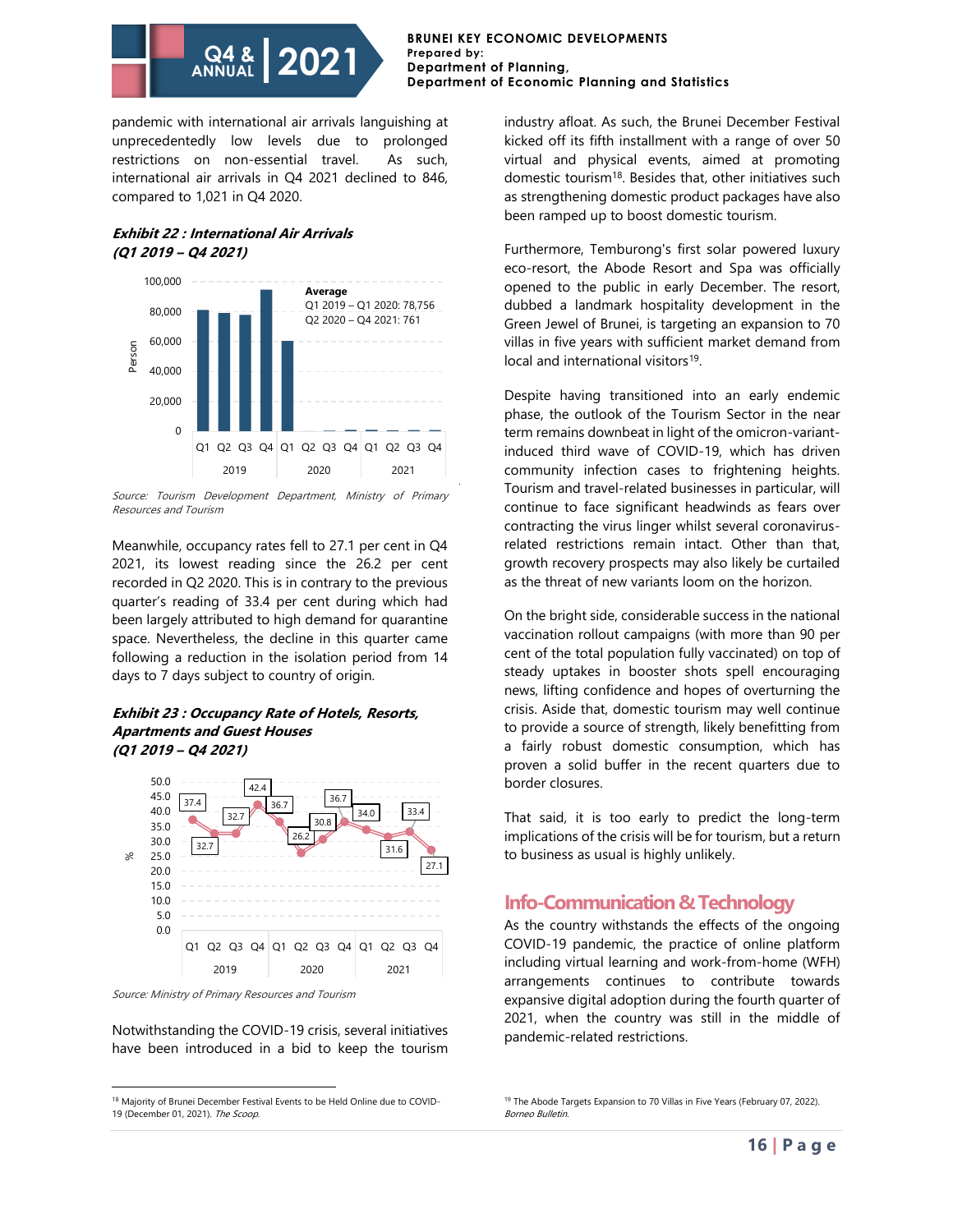pandemic with international air arrivals languishing at unprecedentedly low levels due to prolonged restrictions on non-essential travel. As such, international air arrivals in Q4 2021 declined to 846, compared to 1,021 in Q4 2020.

***Exhibit 22 : International Air Arrivals (Q1 2019 – Q4 2021)***

Average
Q1 2019 – Q1 2020: 78,756
Q2 2020 – Q4 2021: 761

*Source: Tourism Development Department, Ministry of Primary Resources and Tourism*

Meanwhile, occupancy rates fell to 27.1 per cent in Q4 2021, its lowest reading since the 26.2 per cent recorded in Q2 2020. This is in contrary to the previous quarter's reading of 33.4 per cent during which had been largely attributed to high demand for quarantine space. Nevertheless, the decline in this quarter came following a reduction in the isolation period from 14 days to 7 days subject to country of origin.

***Exhibit 23 : Occupancy Rate of Hotels, Resorts, Apartments and Guest Houses (Q1 2019 – Q4 2021)***

| Year | Quarter | Occupancy Rate (%) |
|---|---|---|
| 2019 | Q1 | 37.4 |
| | Q2 | 32.7 |
| | Q3 | 32.7 |
| | Q4 | 42.4 |
| 2020 | Q1 | 36.7 |
| | Q2 | 26.2 |
| | Q3 | 30.8 |
| | Q4 | 36.7 |
| 2021 | Q1 | 34.0 |
| | Q2 | 31.6 |
| | Q3 | 33.4 |
| | Q4 | 27.1 |

*Source: Ministry of Primary Resources and Tourism*

Notwithstanding the COVID-19 crisis, several initiatives have been introduced in a bid to keep the tourism industry afloat. As such, the Brunei December Festival kicked off its fifth installment with a range of over 50 virtual and physical events, aimed at promoting domestic tourism[18]. Besides that, other initiatives such as strengthening domestic product packages have also been ramped up to boost domestic tourism.

Furthermore, Temburong's first solar powered luxury eco-resort, the Abode Resort and Spa was officially opened to the public in early December. The resort, dubbed a landmark hospitality development in the Green Jewel of Brunei, is targeting an expansion to 70 villas in five years with sufficient market demand from local and international visitors[19].

Despite having transitioned into an early endemic phase, the outlook of the Tourism Sector in the near term remains downbeat in light of the omicron-variant-induced third wave of COVID-19, which has driven community infection cases to frightening heights. Tourism and travel-related businesses in particular, will continue to face significant headwinds as fears over contracting the virus linger whilst several coronavirus-related restrictions remain intact. Other than that, growth recovery prospects may also likely be curtailed as the threat of new variants loom on the horizon.

On the bright side, considerable success in the national vaccination rollout campaigns (with more than 90 per cent of the total population fully vaccinated) on top of steady uptakes in booster shots spell encouraging news, lifting confidence and hopes of overturning the crisis. Aside that, domestic tourism may well continue to provide a source of strength, likely benefitting from a fairly robust domestic consumption, which has proven a solid buffer in the recent quarters due to border closures.

That said, it is too early to predict the long-term implications of the crisis will be for tourism, but a return to business as usual is highly unlikely.

## Info-Communication & Technology

As the country withstands the effects of the ongoing COVID-19 pandemic, the practice of online platform including virtual learning and work-from-home (WFH) arrangements continues to contribute towards expansive digital adoption during the fourth quarter of 2021, when the country was still in the middle of pandemic-related restrictions.

---

[18] Majority of Brunei December Festival Events to be Held Online due to COVID-19 (December 01, 2021). *The Scoop.*

[19] The Abode Targets Expansion to 70 Villas in Five Years (February 07, 2022). *Borneo Bulletin.*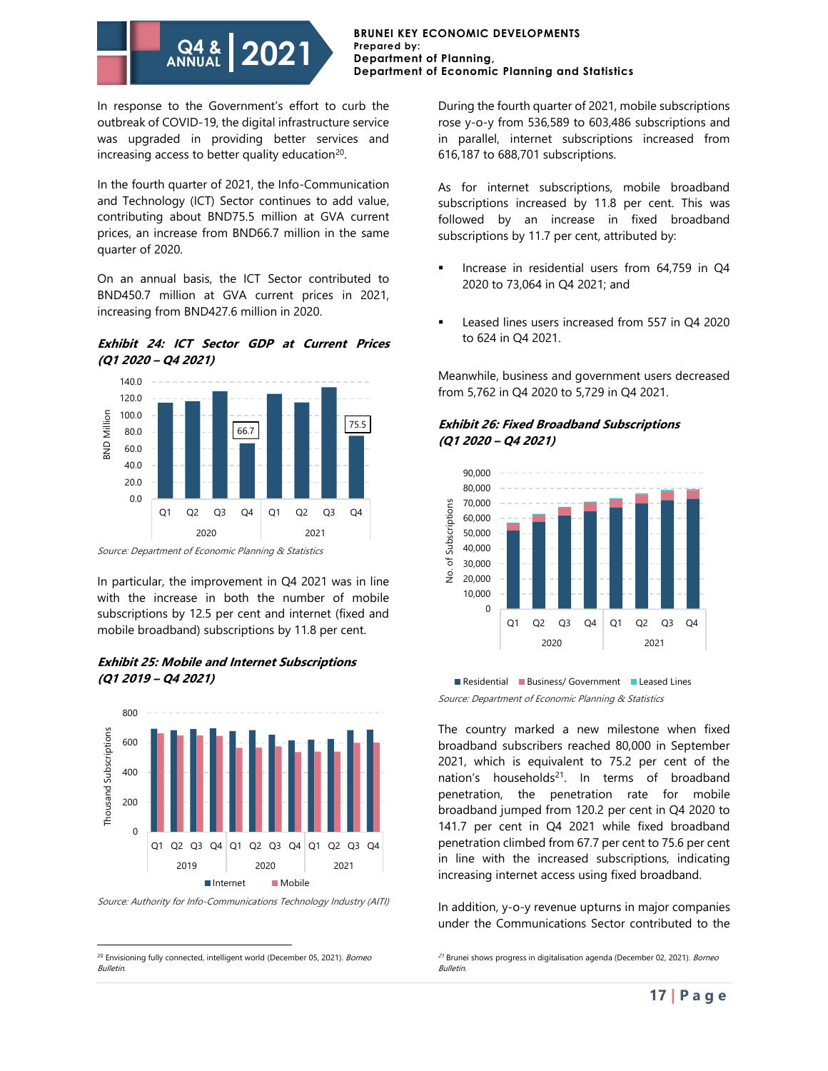In response to the Government's effort to curb the outbreak of COVID-19, the digital infrastructure service was upgraded in providing better services and increasing access to better quality education[20].

In the fourth quarter of 2021, the Info-Communication and Technology (ICT) Sector continues to add value, contributing about BND75.5 million at GVA current prices, an increase from BND66.7 million in the same quarter of 2020.

On an annual basis, the ICT Sector contributed to BND450.7 million at GVA current prices in 2021, increasing from BND427.6 million in 2020.

***Exhibit 24: ICT Sector GDP at Current Prices (Q1 2020 – Q4 2021)***

*Source: Department of Economic Planning & Statistics*

In particular, the improvement in Q4 2021 was in line with the increase in both the number of mobile subscriptions by 12.5 per cent and internet (fixed and mobile broadband) subscriptions by 11.8 per cent.

***Exhibit 25: Mobile and Internet Subscriptions (Q1 2019 – Q4 2021)***

*Source: Authority for Info-Communications Technology Industry (AITI)*

During the fourth quarter of 2021, mobile subscriptions rose y-o-y from 536,589 to 603,486 subscriptions and in parallel, internet subscriptions increased from 616,187 to 688,701 subscriptions.

As for internet subscriptions, mobile broadband subscriptions increased by 11.8 per cent. This was followed by an increase in fixed broadband subscriptions by 11.7 per cent, attributed by:

- Increase in residential users from 64,759 in Q4 2020 to 73,064 in Q4 2021; and
- Leased lines users increased from 557 in Q4 2020 to 624 in Q4 2021.

Meanwhile, business and government users decreased from 5,762 in Q4 2020 to 5,729 in Q4 2021.

***Exhibit 26: Fixed Broadband Subscriptions (Q1 2020 – Q4 2021)***

*Source: Department of Economic Planning & Statistics*

The country marked a new milestone when fixed broadband subscribers reached 80,000 in September 2021, which is equivalent to 75.2 per cent of the nation's households[21]. In terms of broadband penetration, the penetration rate for mobile broadband jumped from 120.2 per cent in Q4 2020 to 141.7 per cent in Q4 2021 while fixed broadband penetration climbed from 67.7 per cent to 75.6 per cent in line with the increased subscriptions, indicating increasing internet access using fixed broadband.

In addition, y-o-y revenue upturns in major companies under the Communications Sector contributed to the

[20] Envisioning fully connected, intelligent world (December 05, 2021). *Borneo Bulletin.*

[21] Brunei shows progress in digitalisation agenda (December 02, 2021). *Borneo Bulletin.*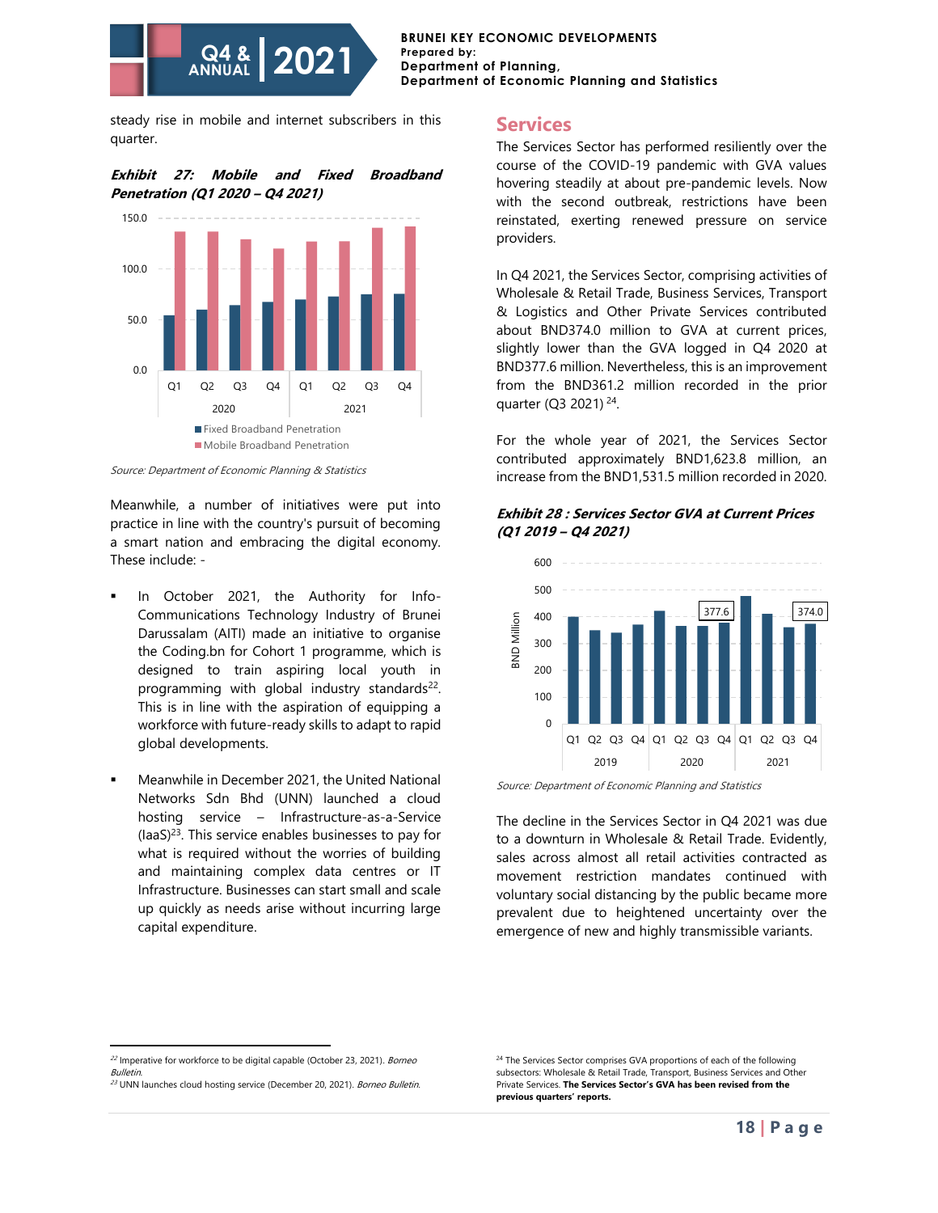steady rise in mobile and internet subscribers in this quarter.

***Exhibit 27: Mobile and Fixed Broadband Penetration (Q1 2020 – Q4 2021)***

*Source: Department of Economic Planning & Statistics*

Meanwhile, a number of initiatives were put into practice in line with the country's pursuit of becoming a smart nation and embracing the digital economy. These include: -

- In October 2021, the Authority for Info-Communications Technology Industry of Brunei Darussalam (AITI) made an initiative to organise the Coding.bn for Cohort 1 programme, which is designed to train aspiring local youth in programming with global industry standards[22]. This is in line with the aspiration of equipping a workforce with future-ready skills to adapt to rapid global developments.
- Meanwhile in December 2021, the United National Networks Sdn Bhd (UNN) launched a cloud hosting service – Infrastructure-as-a-Service (IaaS)[23]. This service enables businesses to pay for what is required without the worries of building and maintaining complex data centres or IT Infrastructure. Businesses can start small and scale up quickly as needs arise without incurring large capital expenditure.

## Services

The Services Sector has performed resiliently over the course of the COVID-19 pandemic with GVA values hovering steadily at about pre-pandemic levels. Now with the second outbreak, restrictions have been reinstated, exerting renewed pressure on service providers.

In Q4 2021, the Services Sector, comprising activities of Wholesale & Retail Trade, Business Services, Transport & Logistics and Other Private Services contributed about BND374.0 million to GVA at current prices, slightly lower than the GVA logged in Q4 2020 at BND377.6 million. Nevertheless, this is an improvement from the BND361.2 million recorded in the prior quarter (Q3 2021)[24].

For the whole year of 2021, the Services Sector contributed approximately BND1,623.8 million, an increase from the BND1,531.5 million recorded in 2020.

***Exhibit 28 : Services Sector GVA at Current Prices (Q1 2019 – Q4 2021)***

*Source: Department of Economic Planning and Statistics*

The decline in the Services Sector in Q4 2021 was due to a downturn in Wholesale & Retail Trade. Evidently, sales across almost all retail activities contracted as movement restriction mandates continued with voluntary social distancing by the public became more prevalent due to heightened uncertainty over the emergence of new and highly transmissible variants.

---

[22] Imperative for workforce to be digital capable (October 23, 2021). *Borneo Bulletin.*

[23] UNN launches cloud hosting service (December 20, 2021). *Borneo Bulletin.*

[24] The Services Sector comprises GVA proportions of each of the following subsectors: Wholesale & Retail Trade, Transport, Business Services and Other Private Services. **The Services Sector's GVA has been revised from the previous quarters' reports.**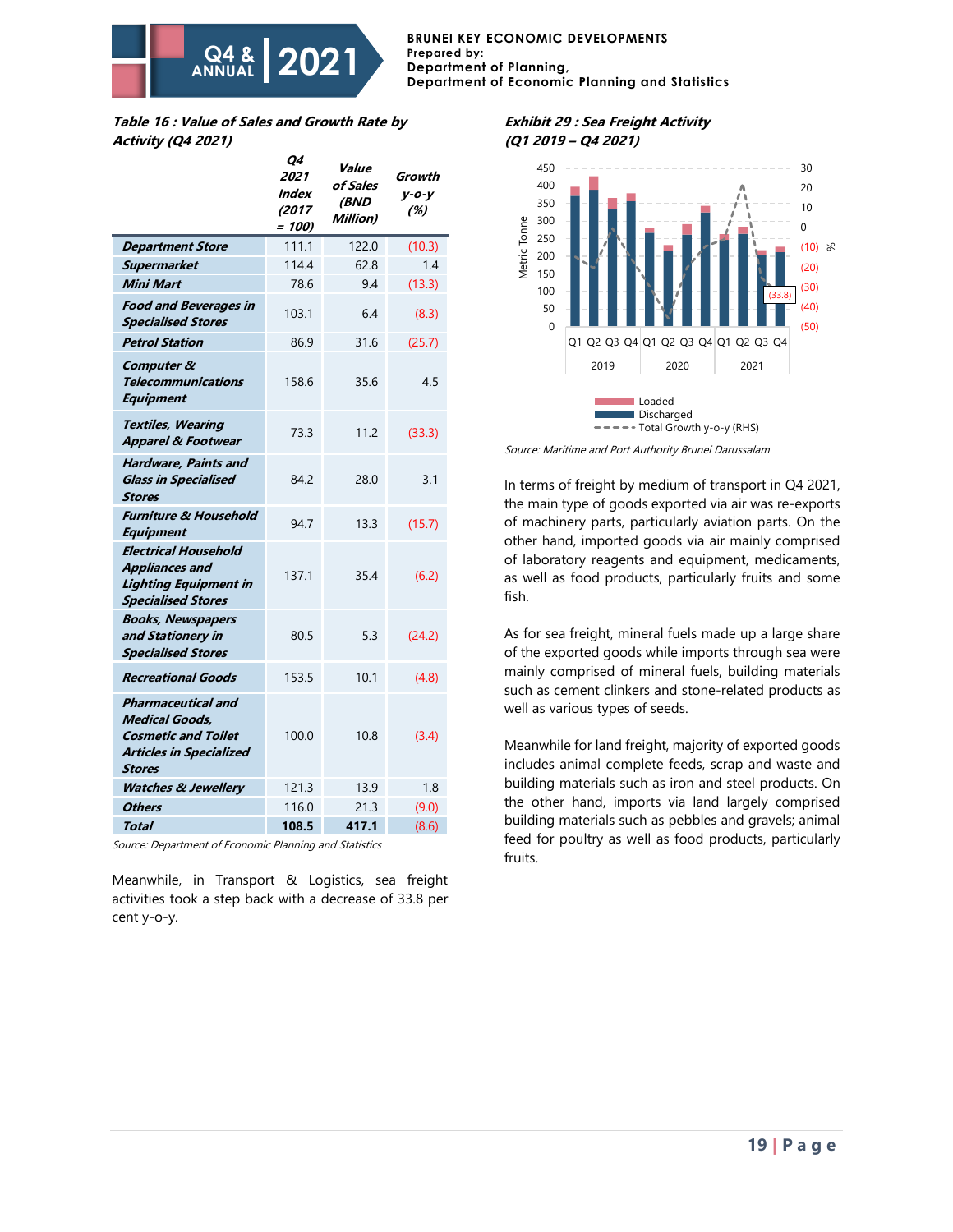***Table 16 : Value of Sales and Growth Rate by Activity (Q4 2021)***

| | Q4 2021 Index (2017 = 100) | Value of Sales (BND Million) | Growth y-o-y (%) |
|---|---|---|---|
| ***Department Store*** | 111.1 | 122.0 | (10.3) |
| ***Supermarket*** | 114.4 | 62.8 | 1.4 |
| ***Mini Mart*** | 78.6 | 9.4 | (13.3) |
| ***Food and Beverages in Specialised Stores*** | 103.1 | 6.4 | (8.3) |
| ***Petrol Station*** | 86.9 | 31.6 | (25.7) |
| ***Computer & Telecommunications Equipment*** | 158.6 | 35.6 | 4.5 |
| ***Textiles, Wearing Apparel & Footwear*** | 73.3 | 11.2 | (33.3) |
| ***Hardware, Paints and Glass in Specialised Stores*** | 84.2 | 28.0 | 3.1 |
| ***Furniture & Household Equipment*** | 94.7 | 13.3 | (15.7) |
| ***Electrical Household Appliances and Lighting Equipment in Specialised Stores*** | 137.1 | 35.4 | (6.2) |
| ***Books, Newspapers and Stationery in Specialised Stores*** | 80.5 | 5.3 | (24.2) |
| ***Recreational Goods*** | 153.5 | 10.1 | (4.8) |
| ***Pharmaceutical and Medical Goods, Cosmetic and Toilet Articles in Specialized Stores*** | 100.0 | 10.8 | (3.4) |
| ***Watches & Jewellery*** | 121.3 | 13.9 | 1.8 |
| ***Others*** | 116.0 | 21.3 | (9.0) |
| ***Total*** | **108.5** | **417.1** | (8.6) |

*Source: Department of Economic Planning and Statistics*

Meanwhile, in Transport & Logistics, sea freight activities took a step back with a decrease of 33.8 per cent y-o-y.

***Exhibit 29 : Sea Freight Activity (Q1 2019 – Q4 2021)***

*Source: Maritime and Port Authority Brunei Darussalam*

In terms of freight by medium of transport in Q4 2021, the main type of goods exported via air was re-exports of machinery parts, particularly aviation parts. On the other hand, imported goods via air mainly comprised of laboratory reagents and equipment, medicaments, as well as food products, particularly fruits and some fish.

As for sea freight, mineral fuels made up a large share of the exported goods while imports through sea were mainly comprised of mineral fuels, building materials such as cement clinkers and stone-related products as well as various types of seeds.

Meanwhile for land freight, majority of exported goods includes animal complete feeds, scrap and waste and building materials such as iron and steel products. On the other hand, imports via land largely comprised building materials such as pebbles and gravels; animal feed for poultry as well as food products, particularly fruits.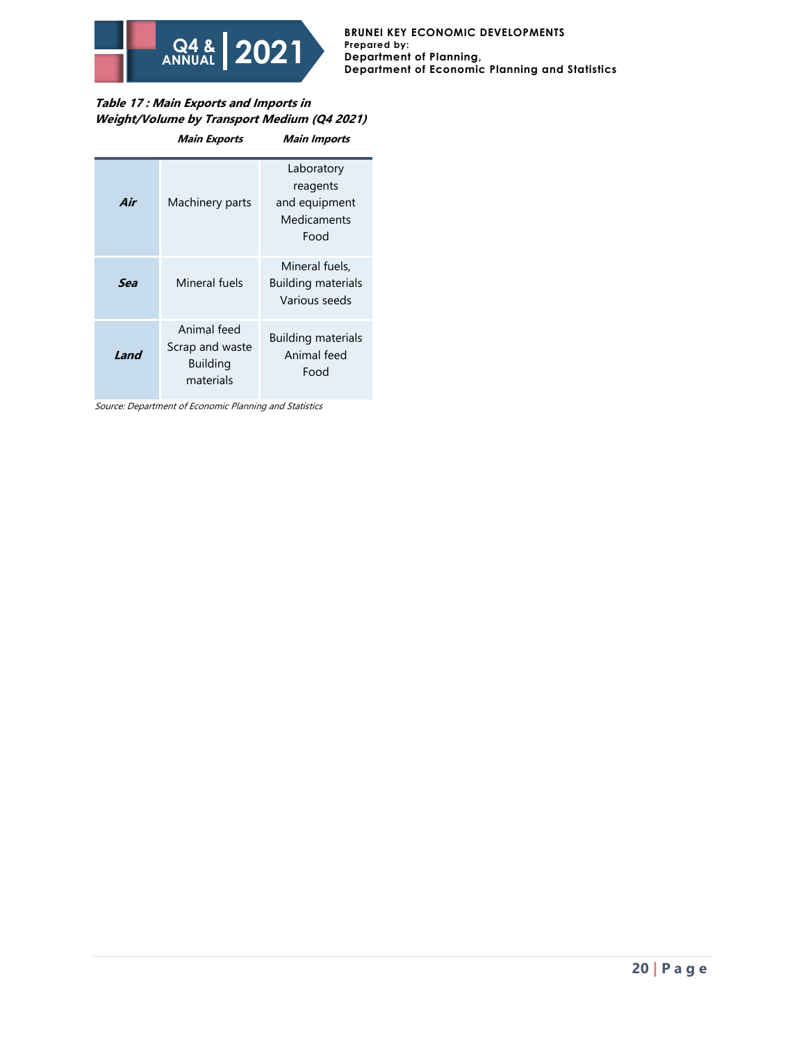***Table 17 : Main Exports and Imports in Weight/Volume by Transport Medium (Q4 2021)***

| | ***Main Exports*** | ***Main Imports*** |
|---|---|---|
| ***Air*** | Machinery parts | Laboratory reagents and equipment<br>Medicaments<br>Food |
| ***Sea*** | Mineral fuels | Mineral fuels,<br>Building materials<br>Various seeds |
| ***Land*** | Animal feed<br>Scrap and waste<br>Building materials | Building materials<br>Animal feed<br>Food |

*Source: Department of Economic Planning and Statistics*